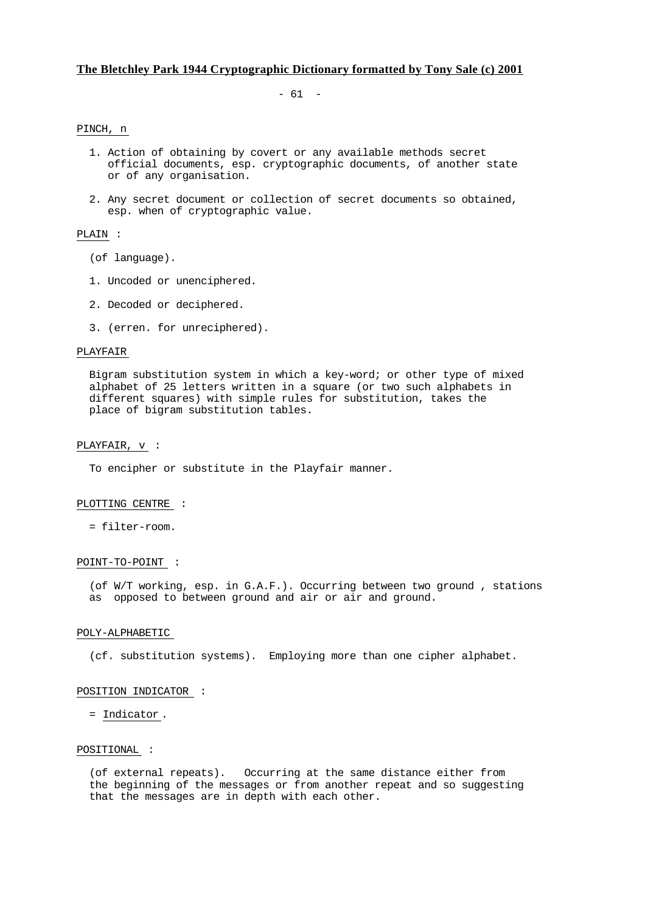PINCH, n

1. Action of obtaining by covert or any available methods secret official documents, esp. cryptographic documents, of another state or of any organisation.

2. Any secret document or collection of secret documents so obtained, esp. when of cryptographic value.

PLAIN :

(of language).

1. Uncoded or unenciphered.

2. Decoded or deciphered.

3. (erren. for unreciphered).

PLAYFAIR

Bigram substitution system in which a key-word; or other type of mixed alphabet of 25 letters written in a square (or two such alphabets in different squares) with simple rules for substitution, takes the place of bigram substitution tables.

PLAYFAIR, v :

To encipher or substitute in the Playfair manner.

PLOTTING CENTRE :

= filter-room.

POINT-TO-POINT :

(of W/T working, esp. in G.A.F.). Occurring between two ground , stations as opposed to between ground and air or air and ground.

POLY-ALPHABETIC

(cf. substitution systems). Employing more than one cipher alphabet.

POSITION INDICATOR :

= Indicator.

POSITIONAL :

(of external repeats). Occurring at the same distance either from the beginning of the messages or from another repeat and so suggesting that the messages are in depth with each other.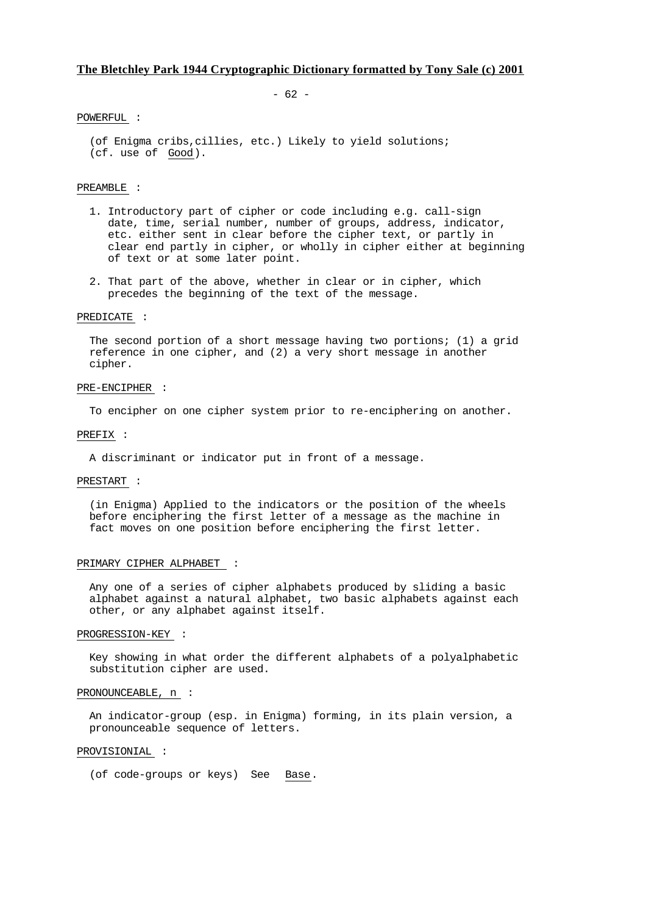POWERFUL :

(of Enigma cribs,cillies, etc.) Likely to yield solutions; (cf. use of Good).

PREAMBLE :

1. Introductory part of cipher or code including e.g. call-sign date, time, serial number, number of groups, address, indicator, etc. either sent in clear before the cipher text, or partly in clear end partly in cipher, or wholly in cipher either at beginning of text or at some later point.

2. That part of the above, whether in clear or in cipher, which precedes the beginning of the text of the message.

PREDICATE :

The second portion of a short message having two portions; (1) a grid reference in one cipher, and (2) a very short message in another cipher.

PRE-ENCIPHER :

To encipher on one cipher system prior to re-enciphering on another.

PREFIX :

A discriminant or indicator put in front of a message.

PRESTART :

(in Enigma) Applied to the indicators or the position of the wheels before enciphering the first letter of a message as the machine in fact moves on one position before enciphering the first letter.

PRIMARY CIPHER ALPHABET :

Any one of a series of cipher alphabets produced by sliding a basic alphabet against a natural alphabet, two basic alphabets against each other, or any alphabet against itself.

PROGRESSION-KEY :

Key showing in what order the different alphabets of a polyalphabetic substitution cipher are used.

PRONOUNCEABLE, n :

An indicator-group (esp. in Enigma) forming, in its plain version, a pronounceable sequence of letters.

PROVISIONIAL :

(of code-groups or keys) See Base.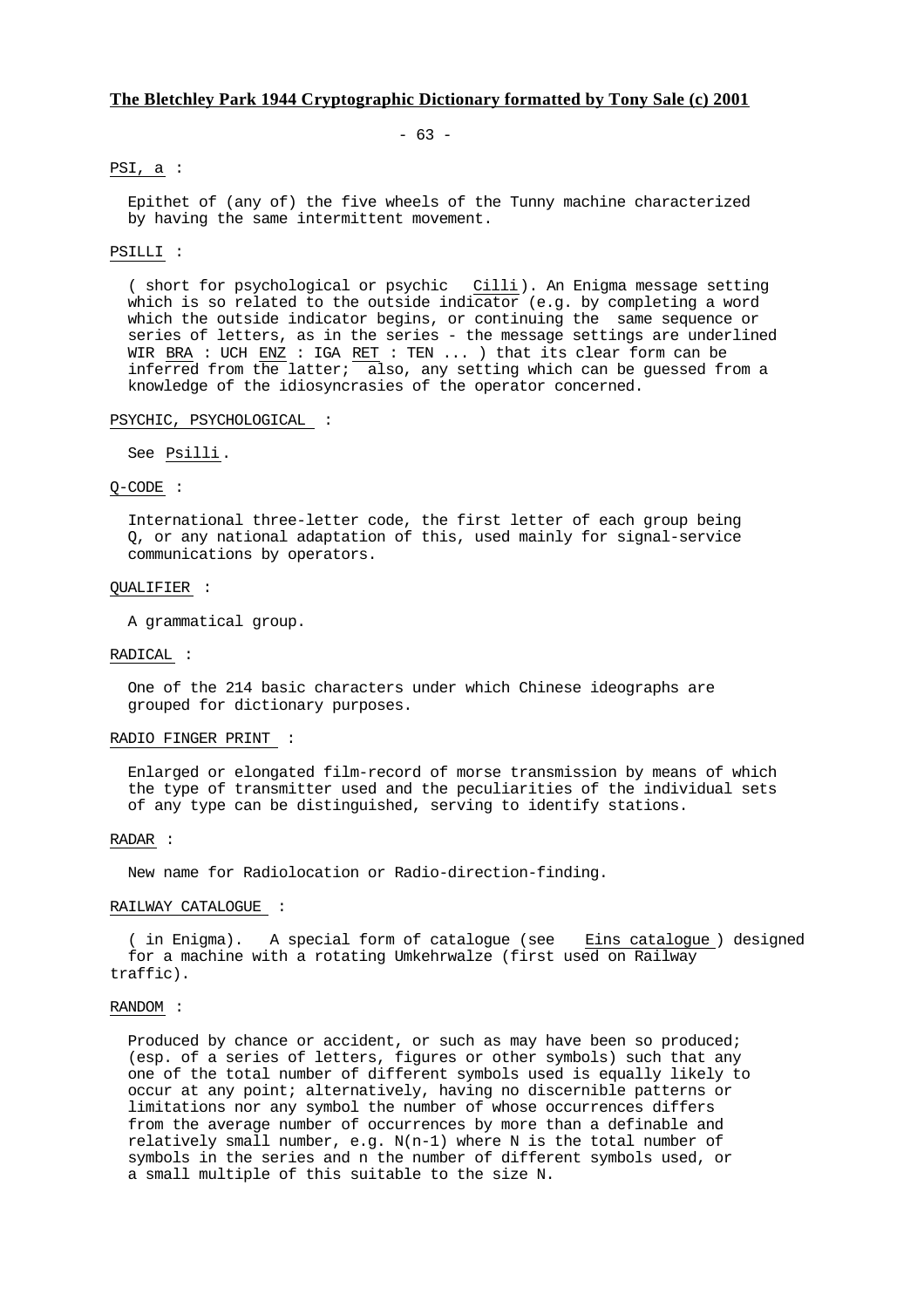PSI, a :

Epithet of (any of) the five wheels of the Tunny machine characterized by having the same intermittent movement.

PSILLI :

( short for psychological or psychic Cilli). An Enigma message setting which is so related to the outside indicator (e.g. by completing a word which the outside indicator begins, or continuing the same sequence or series of letters, as in the series - the message settings are underlined WIR BRA : UCH ENZ : IGA RET : TEN ... ) that its clear form can be inferred from the latter; also, any setting which can be guessed from a knowledge of the idiosyncrasies of the operator concerned.

PSYCHIC, PSYCHOLOGICAL :

See Psilli.

Q-CODE :

International three-letter code, the first letter of each group being Q, or any national adaptation of this, used mainly for signal-service communications by operators.

QUALIFIER :

A grammatical group.

RADICAL :

One of the 214 basic characters under which Chinese ideographs are grouped for dictionary purposes.

RADIO FINGER PRINT :

Enlarged or elongated film-record of morse transmission by means of which the type of transmitter used and the peculiarities of the individual sets of any type can be distinguished, serving to identify stations.

RADAR :

New name for Radiolocation or Radio-direction-finding.

RAILWAY CATALOGUE :

( in Enigma). A special form of catalogue (see Eins catalogue ) designed for a machine with a rotating Umkehrwalze (first used on Railway traffic).

RANDOM :

Produced by chance or accident, or such as may have been so produced; (esp. of a series of letters, figures or other symbols) such that any one of the total number of different symbols used is equally likely to occur at any point; alternatively, having no discernible patterns or limitations nor any symbol the number of whose occurrences differs from the average number of occurrences by more than a definable and relatively small number, e.g. $N(n-1)$ where $N$ is the total number of symbols in the series and $n$ the number of different symbols used, or a small multiple of this suitable to the size $N$.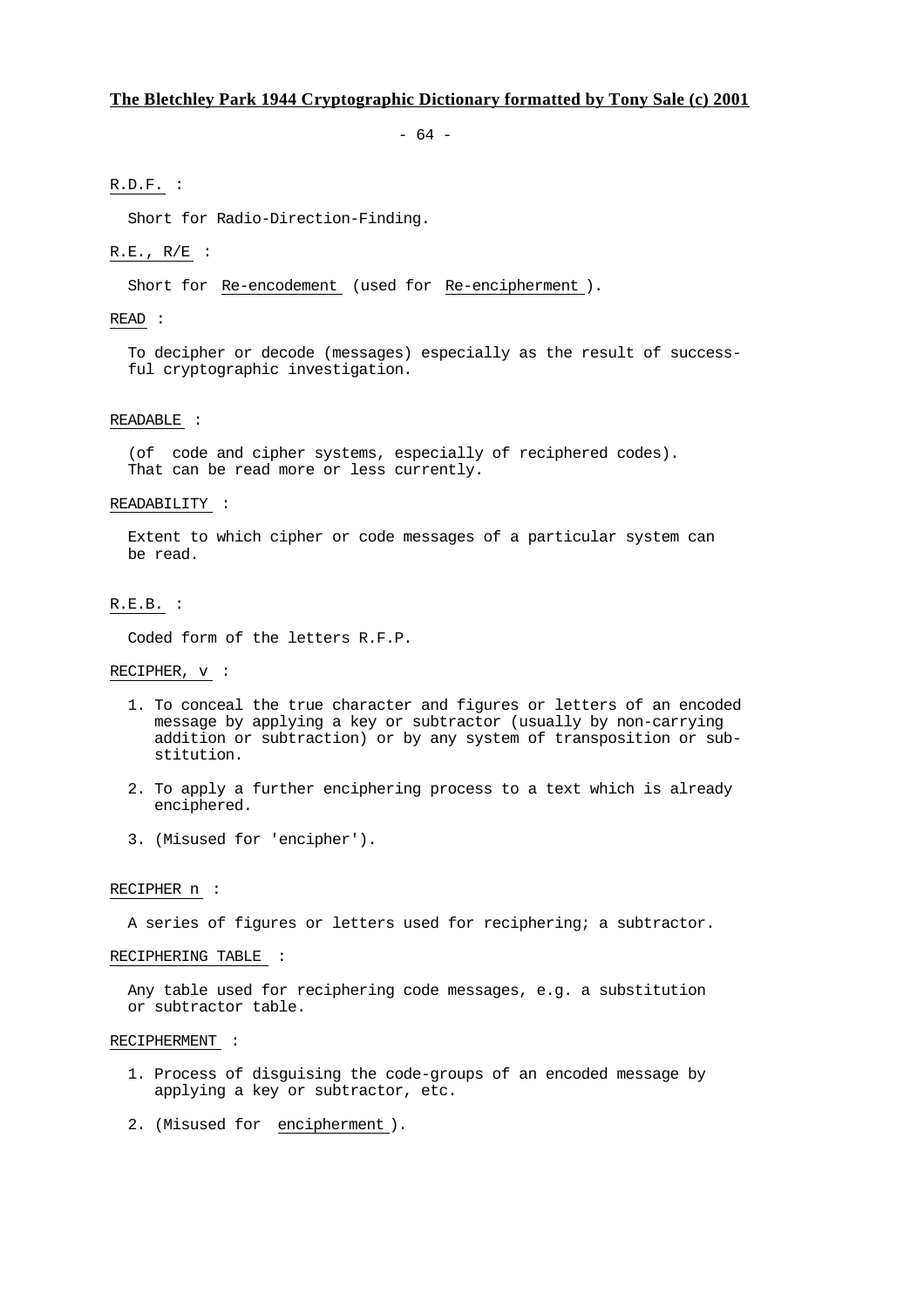R.D.F. :

Short for Radio-Direction-Finding.

R.E., R/E :

Short for Re-encodement (used for Re-encipherment ).

READ :

To decipher or decode (messages) especially as the result of successful cryptographic investigation.

READABLE :

(of code and cipher systems, especially of reciphered codes). That can be read more or less currently.

READABILITY :

Extent to which cipher or code messages of a particular system can be read.

R.E.B. :

Coded form of the letters R.F.P.

RECIPHER, v :

1. To conceal the true character and figures or letters of an encoded message by applying a key or subtractor (usually by non-carrying addition or subtraction) or by any system of transposition or substitution.

2. To apply a further enciphering process to a text which is already enciphered.

3. (Misused for 'encipher').

RECIPHER n :

A series of figures or letters used for reciphering; a subtractor.

RECIPHERING TABLE :

Any table used for reciphering code messages, e.g. a substitution or subtractor table.

RECIPHERMENT :

1. Process of disguising the code-groups of an encoded message by applying a key or subtractor, etc.

2. (Misused for encipherment ).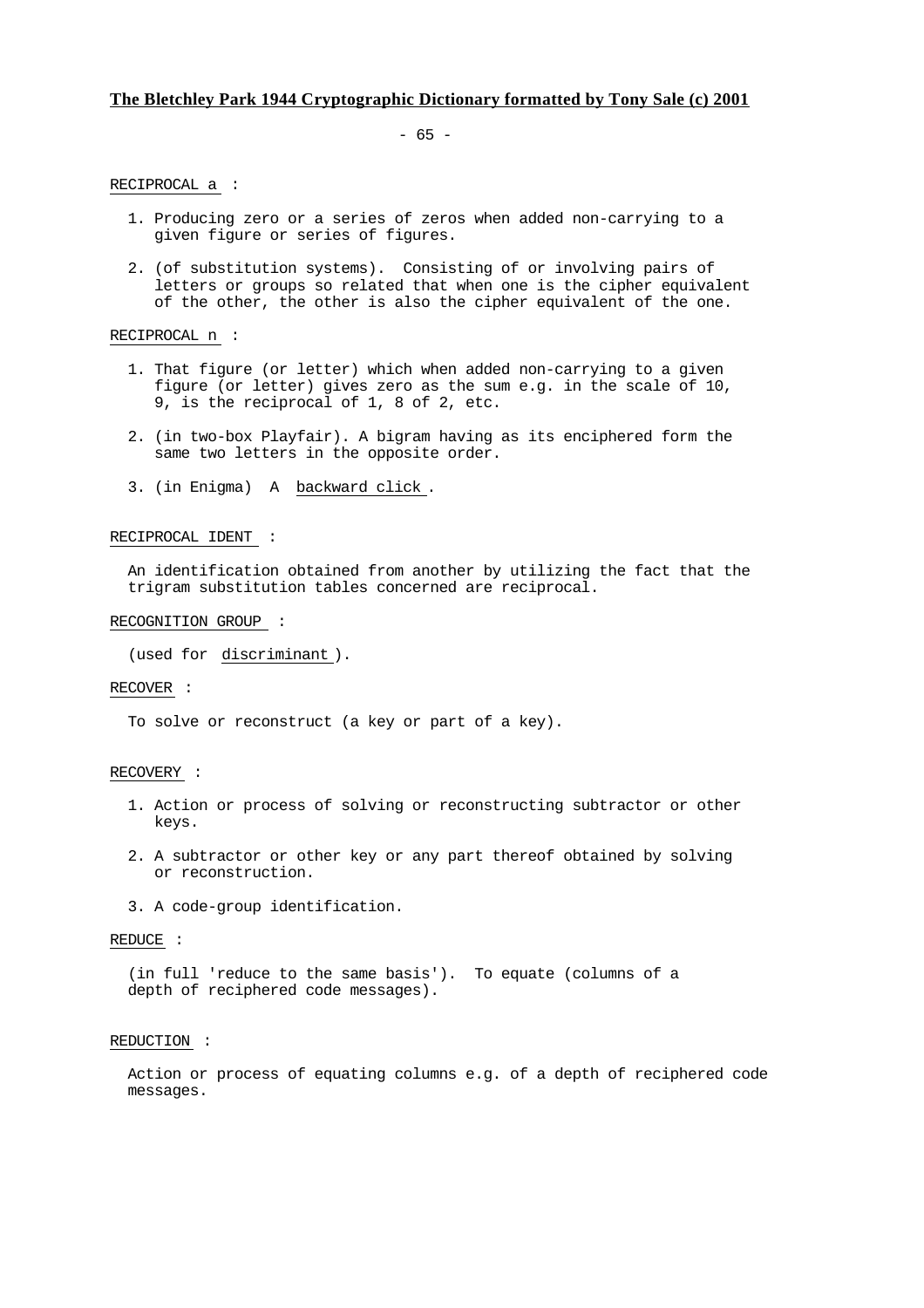RECIPROCAL a :

1. Producing zero or a series of zeros when added non-carrying to a given figure or series of figures.

2. (of substitution systems). Consisting of or involving pairs of letters or groups so related that when one is the cipher equivalent of the other, the other is also the cipher equivalent of the one.

RECIPROCAL n :

1. That figure (or letter) which when added non-carrying to a given figure (or letter) gives zero as the sum e.g. in the scale of 10, 9, is the reciprocal of 1, 8 of 2, etc.

2. (in two-box Playfair). A bigram having as its enciphered form the same two letters in the opposite order.

3. (in Enigma) A backward click .

RECIPROCAL IDENT :

An identification obtained from another by utilizing the fact that the trigram substitution tables concerned are reciprocal.

RECOGNITION GROUP :

(used for discriminant ).

RECOVER :

To solve or reconstruct (a key or part of a key).

RECOVERY :

1. Action or process of solving or reconstructing subtractor or other keys.

2. A subtractor or other key or any part thereof obtained by solving or reconstruction.

3. A code-group identification.

REDUCE :

(in full 'reduce to the same basis'). To equate (columns of a depth of reciphered code messages).

REDUCTION :

Action or process of equating columns e.g. of a depth of reciphered code messages.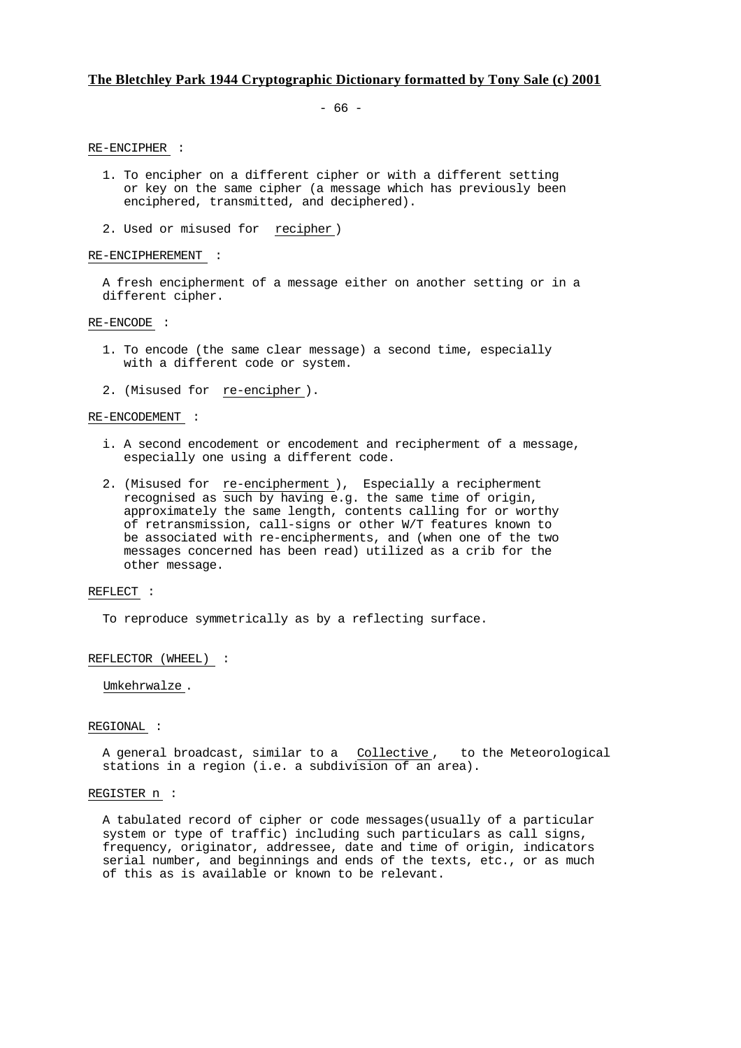RE-ENCIPHER :

1. To encipher on a different cipher or with a different setting or key on the same cipher (a message which has previously been enciphered, transmitted, and deciphered).

2. Used or misused for recipher)

RE-ENCIPHEREMENT :

A fresh encipherment of a message either on another setting or in a different cipher.

RE-ENCODE :

1. To encode (the same clear message) a second time, especially with a different code or system.

2. (Misused for re-encipher).

RE-ENCODEMENT :

i. A second encodement or encodement and recipherment of a message, especially one using a different code.

2. (Misused for re-encipherment), Especially a recipherment recognised as such by having e.g. the same time of origin, approximately the same length, contents calling for or worthy of retransmission, call-signs or other W/T features known to be associated with re-encipherments, and (when one of the two messages concerned has been read) utilized as a crib for the other message.

REFLECT :

To reproduce symmetrically as by a reflecting surface.

REFLECTOR (WHEEL) :

Umkehrwalze.

REGIONAL :

A general broadcast, similar to a Collective, to the Meteorological stations in a region (i.e. a subdivision of an area).

REGISTER n :

A tabulated record of cipher or code messages(usually of a particular system or type of traffic) including such particulars as call signs, frequency, originator, addressee, date and time of origin, indicators serial number, and beginnings and ends of the texts, etc., or as much of this as is available or known to be relevant.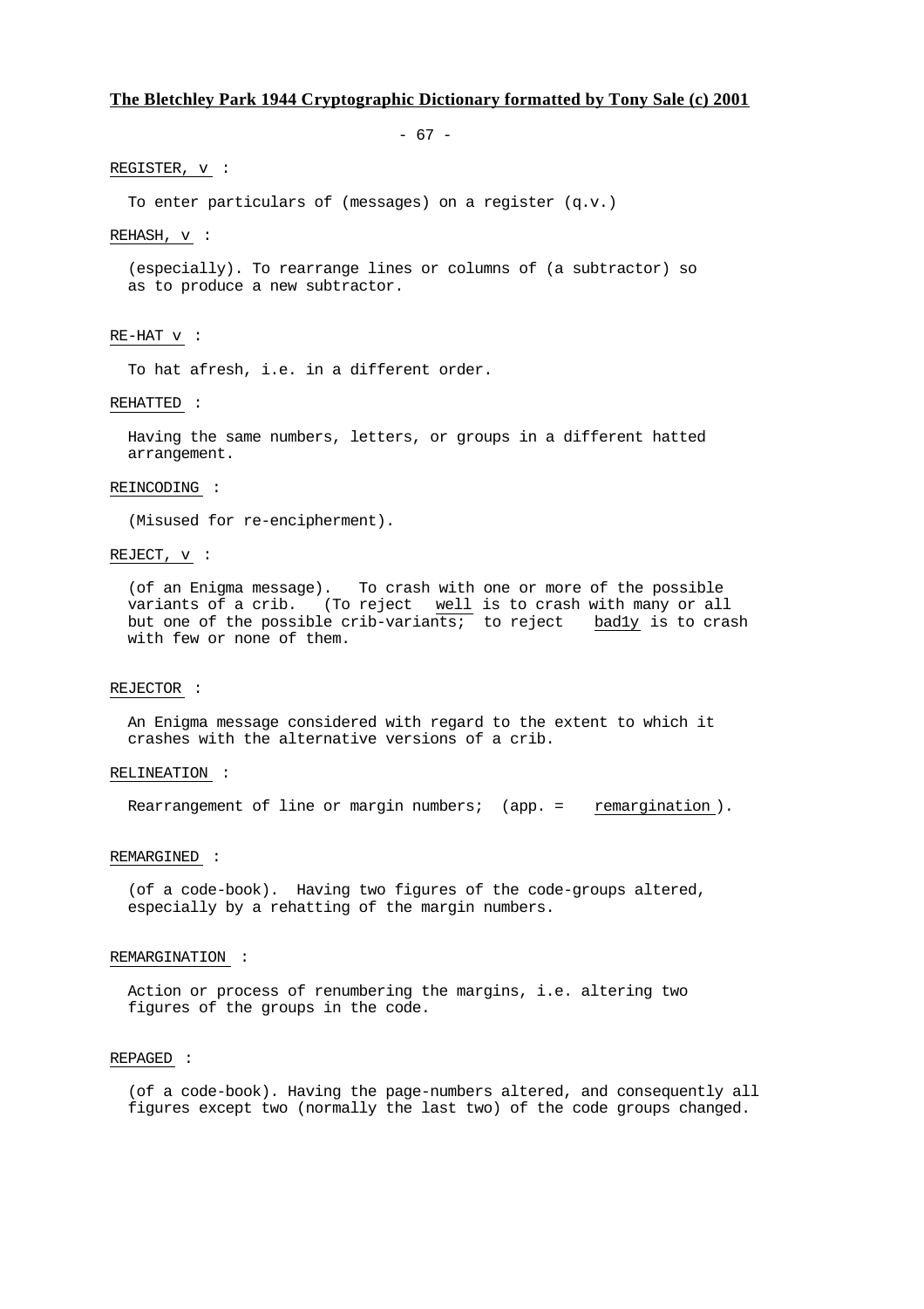<u>REGISTER, v</u> :

To enter particulars of (messages) on a register (q.v.)

<u>REHASH, v</u> :

(especially). To rearrange lines or columns of (a subtractor) so as to produce a new subtractor.

<u>RE-HAT v</u> :

To hat afresh, i.e. in a different order.

<u>REHATTED</u> :

Having the same numbers, letters, or groups in a different hatted arrangement.

<u>REINCODING</u> :

(Misused for re-encipherment).

<u>REJECT, v</u> :

(of an Enigma message). To crash with one or more of the possible variants of a crib. (To reject <u>well</u> is to crash with many or all but one of the possible crib-variants; to reject <u>bad1y</u> is to crash with few or none of them.

<u>REJECTOR</u> :

An Enigma message considered with regard to the extent to which it crashes with the alternative versions of a crib.

<u>RELINEATION</u> :

Rearrangement of line or margin numbers; (app. = <u>remargination</u>).

<u>REMARGINED</u> :

(of a code-book). Having two figures of the code-groups altered, especially by a rehatting of the margin numbers.

<u>REMARGINATION</u> :

Action or process of renumbering the margins, i.e. altering two figures of the groups in the code.

<u>REPAGED</u> :

(of a code-book). Having the page-numbers altered, and consequently all figures except two (normally the last two) of the code groups changed.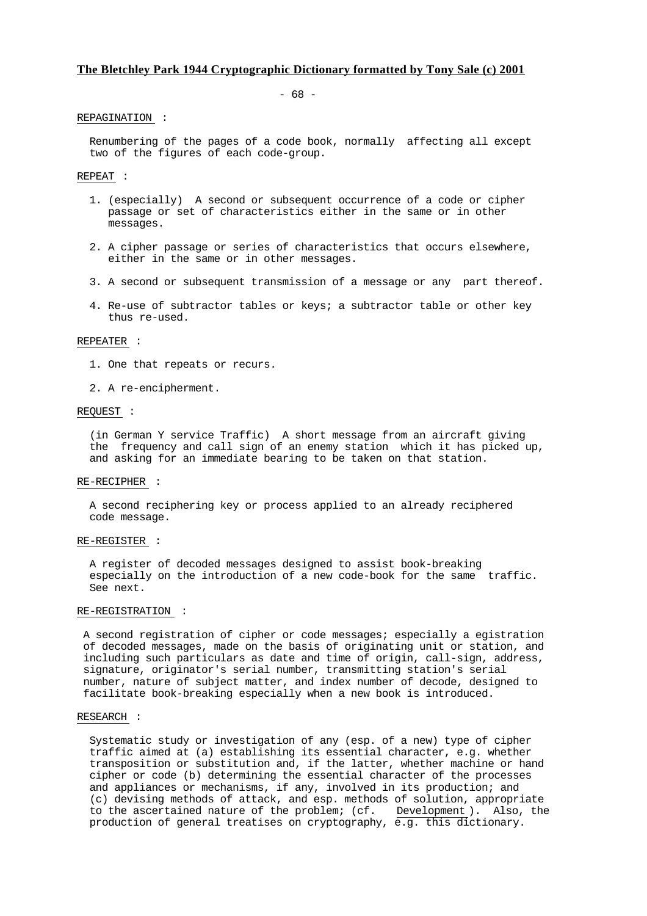REPAGINATION :

Renumbering of the pages of a code book, normally affecting all except two of the figures of each code-group.

REPEAT :

1. (especially) A second or subsequent occurrence of a code or cipher passage or set of characteristics either in the same or in other messages.

2. A cipher passage or series of characteristics that occurs elsewhere, either in the same or in other messages.

3. A second or subsequent transmission of a message or any part thereof.

4. Re-use of subtractor tables or keys; a subtractor table or other key thus re-used.

REPEATER :

1. One that repeats or recurs.

2. A re-encipherment.

REQUEST :

(in German Y service Traffic) A short message from an aircraft giving the frequency and call sign of an enemy station which it has picked up, and asking for an immediate bearing to be taken on that station.

RE-RECIPHER :

A second reciphering key or process applied to an already reciphered code message.

RE-REGISTER :

A register of decoded messages designed to assist book-breaking especially on the introduction of a new code-book for the same traffic. See next.

RE-REGISTRATION :

A second registration of cipher or code messages; especially a egistration of decoded messages, made on the basis of originating unit or station, and including such particulars as date and time of origin, call-sign, address, signature, originator's serial number, transmitting station's serial number, nature of subject matter, and index number of decode, designed to facilitate book-breaking especially when a new book is introduced.

RESEARCH :

Systematic study or investigation of any (esp. of a new) type of cipher traffic aimed at (a) establishing its essential character, e.g. whether transposition or substitution and, if the latter, whether machine or hand cipher or code (b) determining the essential character of the processes and appliances or mechanisms, if any, involved in its production; and (c) devising methods of attack, and esp. methods of solution, appropriate to the ascertained nature of the problem; (cf. Development). Also, the production of general treatises on cryptography, e.g. this dictionary.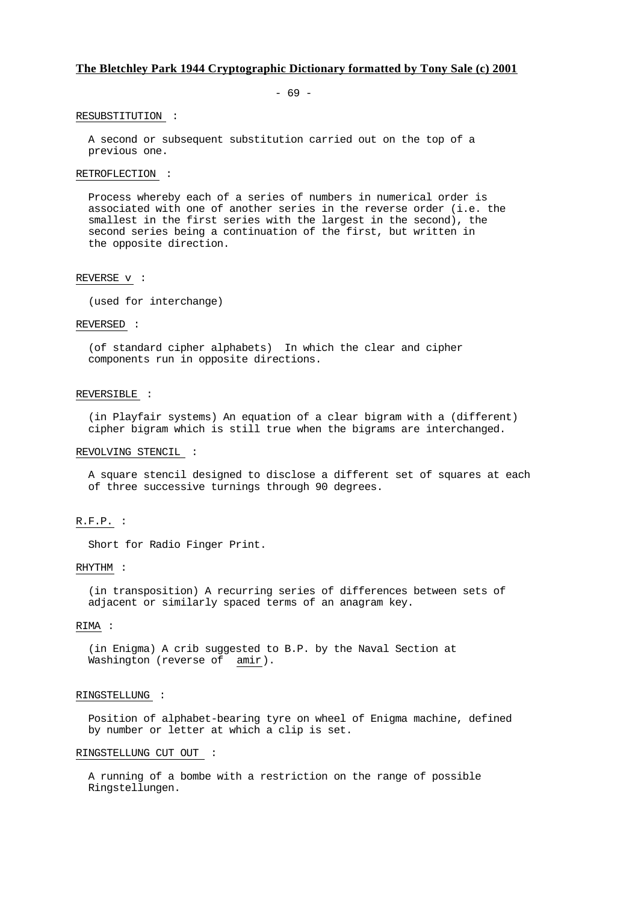RESUBSTITUTION :

A second or subsequent substitution carried out on the top of a previous one.

RETROFLECTION :

Process whereby each of a series of numbers in numerical order is associated with one of another series in the reverse order (i.e. the smallest in the first series with the largest in the second), the second series being a continuation of the first, but written in the opposite direction.

REVERSE v :

(used for interchange)

REVERSED :

(of standard cipher alphabets) In which the clear and cipher components run in opposite directions.

REVERSIBLE :

(in Playfair systems) An equation of a clear bigram with a (different) cipher bigram which is still true when the bigrams are interchanged.

REVOLVING STENCIL :

A square stencil designed to disclose a different set of squares at each of three successive turnings through 90 degrees.

R.F.P. :

Short for Radio Finger Print.

RHYTHM :

(in transposition) A recurring series of differences between sets of adjacent or similarly spaced terms of an anagram key.

RIMA :

(in Enigma) A crib suggested to B.P. by the Naval Section at Washington (reverse of amir).

RINGSTELLUNG :

Position of alphabet-bearing tyre on wheel of Enigma machine, defined by number or letter at which a clip is set.

RINGSTELLUNG CUT OUT :

A running of a bombe with a restriction on the range of possible Ringstellungen.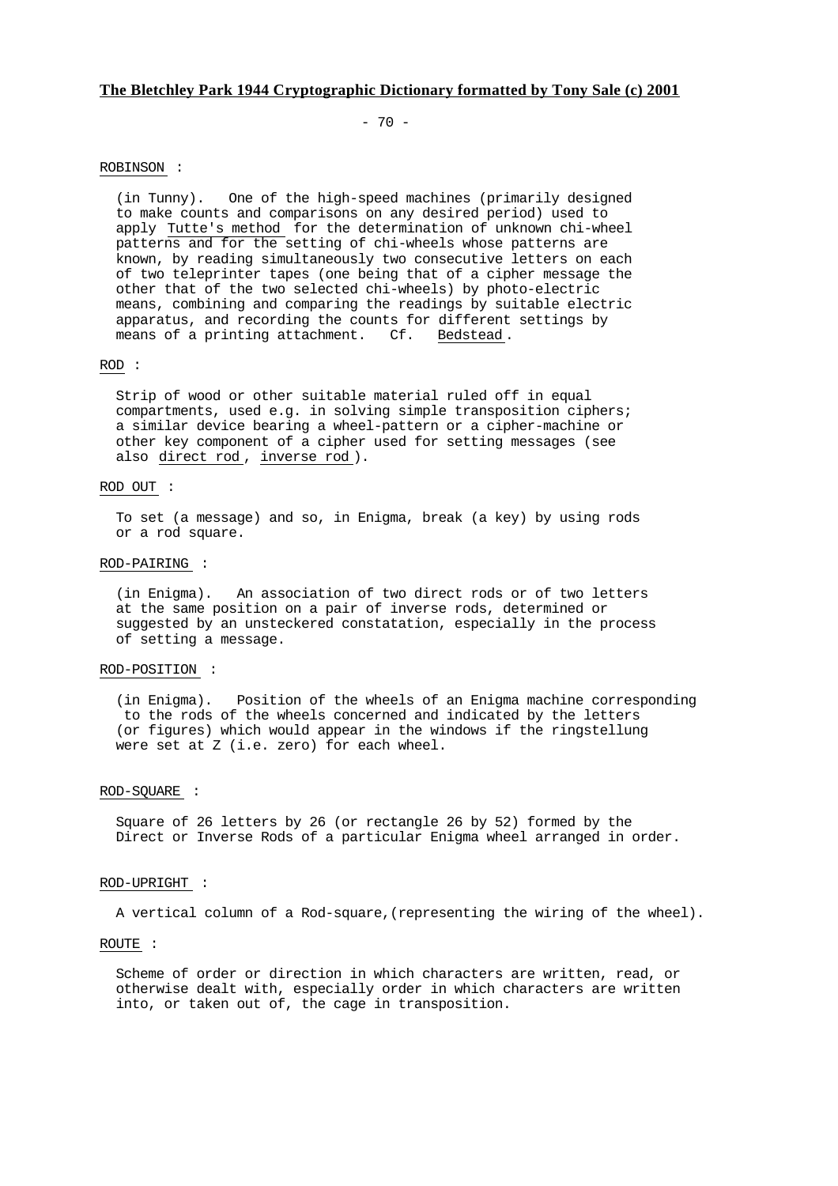ROBINSON :

(in Tunny). One of the high-speed machines (primarily designed to make counts and comparisons on any desired period) used to apply Tutte's method for the determination of unknown chi-wheel patterns and for the setting of chi-wheels whose patterns are known, by reading simultaneously two consecutive letters on each of two teleprinter tapes (one being that of a cipher message the other that of the two selected chi-wheels) by photo-electric means, combining and comparing the readings by suitable electric apparatus, and recording the counts for different settings by means of a printing attachment. Cf. Bedstead.

ROD :

Strip of wood or other suitable material ruled off in equal compartments, used e.g. in solving simple transposition ciphers; a similar device bearing a wheel-pattern or a cipher-machine or other key component of a cipher used for setting messages (see also direct rod, inverse rod).

ROD OUT :

To set (a message) and so, in Enigma, break (a key) by using rods or a rod square.

ROD-PAIRING :

(in Enigma). An association of two direct rods or of two letters at the same position on a pair of inverse rods, determined or suggested by an unsteckered constatation, especially in the process of setting a message.

ROD-POSITION :

(in Enigma). Position of the wheels of an Enigma machine corresponding to the rods of the wheels concerned and indicated by the letters (or figures) which would appear in the windows if the ringstellung were set at Z (i.e. zero) for each wheel.

ROD-SQUARE :

Square of 26 letters by 26 (or rectangle 26 by 52) formed by the Direct or Inverse Rods of a particular Enigma wheel arranged in order.

ROD-UPRIGHT :

A vertical column of a Rod-square,(representing the wiring of the wheel).

ROUTE :

Scheme of order or direction in which characters are written, read, or otherwise dealt with, especially order in which characters are written into, or taken out of, the cage in transposition.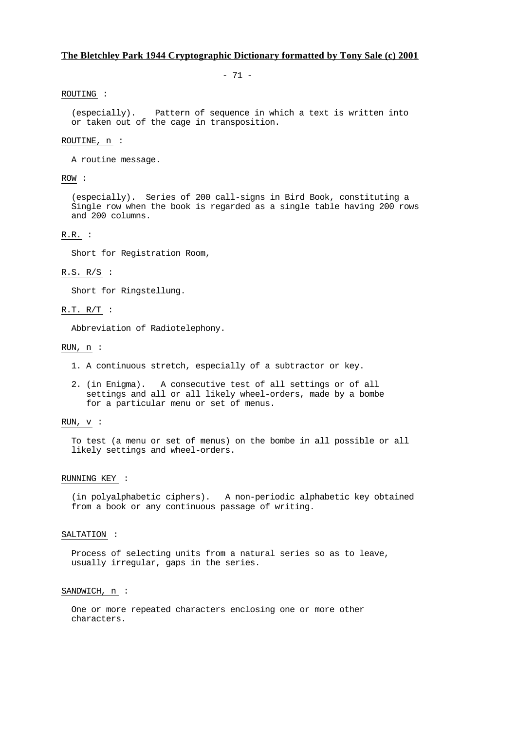ROUTING :

(especially). Pattern of sequence in which a text is written into or taken out of the cage in transposition.

ROUTINE, n :

A routine message.

ROW :

(especially). Series of 200 call-signs in Bird Book, constituting a Single row when the book is regarded as a single table having 200 rows and 200 columns.

R.R. :

Short for Registration Room,

R.S. R/S :

Short for Ringstellung.

R.T. R/T :

Abbreviation of Radiotelephony.

RUN, n :

1. A continuous stretch, especially of a subtractor or key.
2. (in Enigma). A consecutive test of all settings or of all settings and all or all likely wheel-orders, made by a bombe for a particular menu or set of menus.

RUN, v :

To test (a menu or set of menus) on the bombe in all possible or all likely settings and wheel-orders.

RUNNING KEY :

(in polyalphabetic ciphers). A non-periodic alphabetic key obtained from a book or any continuous passage of writing.

SALTATION :

Process of selecting units from a natural series so as to leave, usually irregular, gaps in the series.

SANDWICH, n :

One or more repeated characters enclosing one or more other characters.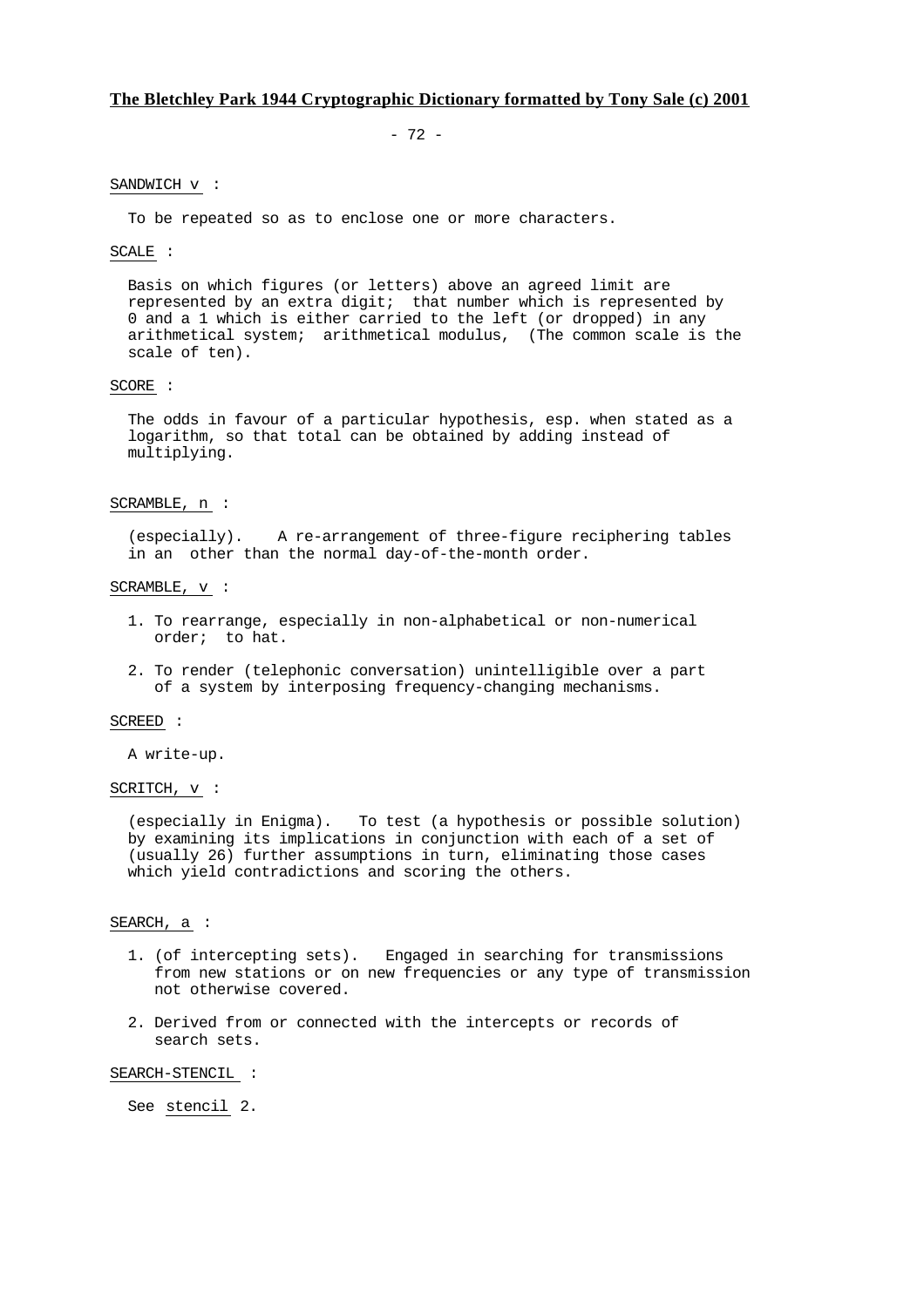SANDWICH v :

To be repeated so as to enclose one or more characters.

SCALE :

Basis on which figures (or letters) above an agreed limit are represented by an extra digit; that number which is represented by 0 and a 1 which is either carried to the left (or dropped) in any arithmetical system; arithmetical modulus, (The common scale is the scale of ten).

SCORE :

The odds in favour of a particular hypothesis, esp. when stated as a logarithm, so that total can be obtained by adding instead of multiplying.

SCRAMBLE, n :

(especially). A re-arrangement of three-figure reciphering tables in an other than the normal day-of-the-month order.

SCRAMBLE, v :

1. To rearrange, especially in non-alphabetical or non-numerical order; to hat.
2. To render (telephonic conversation) unintelligible over a part of a system by interposing frequency-changing mechanisms.

SCREED :

A write-up.

SCRITCH, v :

(especially in Enigma). To test (a hypothesis or possible solution) by examining its implications in conjunction with each of a set of (usually 26) further assumptions in turn, eliminating those cases which yield contradictions and scoring the others.

SEARCH, a :

1. (of intercepting sets). Engaged in searching for transmissions from new stations or on new frequencies or any type of transmission not otherwise covered.
2. Derived from or connected with the intercepts or records of search sets.

SEARCH-STENCIL :

See stencil 2.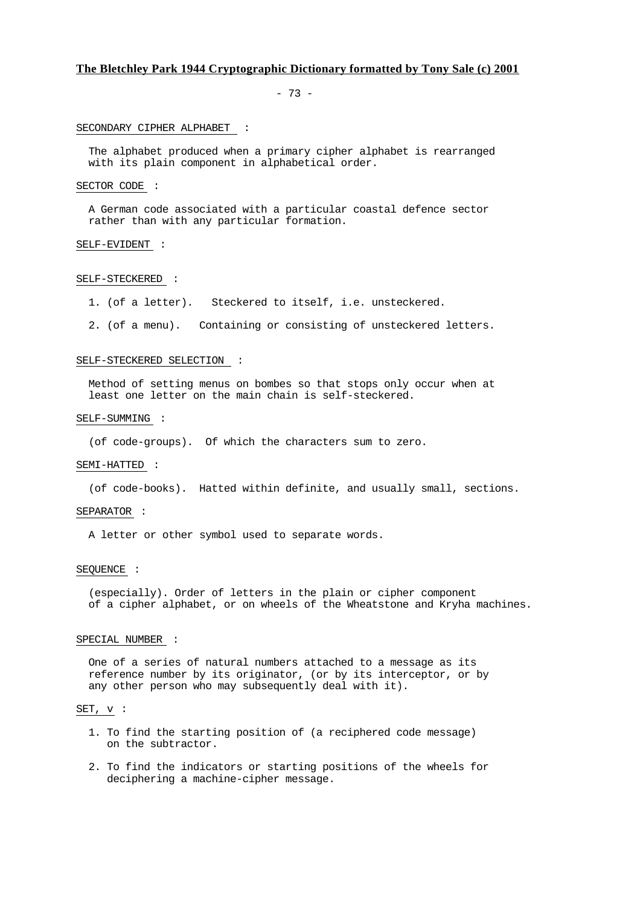SECONDARY CIPHER ALPHABET :

The alphabet produced when a primary cipher alphabet is rearranged with its plain component in alphabetical order.

SECTOR CODE :

A German code associated with a particular coastal defence sector rather than with any particular formation.

SELF-EVIDENT :

SELF-STECKERED :

1. (of a letter). Steckered to itself, i.e. unsteckered.

2. (of a menu). Containing or consisting of unsteckered letters.

SELF-STECKERED SELECTION :

Method of setting menus on bombes so that stops only occur when at least one letter on the main chain is self-steckered.

SELF-SUMMING :

(of code-groups). Of which the characters sum to zero.

SEMI-HATTED :

(of code-books). Hatted within definite, and usually small, sections.

SEPARATOR :

A letter or other symbol used to separate words.

SEQUENCE :

(especially). Order of letters in the plain or cipher component of a cipher alphabet, or on wheels of the Wheatstone and Kryha machines.

SPECIAL NUMBER :

One of a series of natural numbers attached to a message as its reference number by its originator, (or by its interceptor, or by any other person who may subsequently deal with it).

SET, v :

1. To find the starting position of (a reciphered code message) on the subtractor.

2. To find the indicators or starting positions of the wheels for deciphering a machine-cipher message.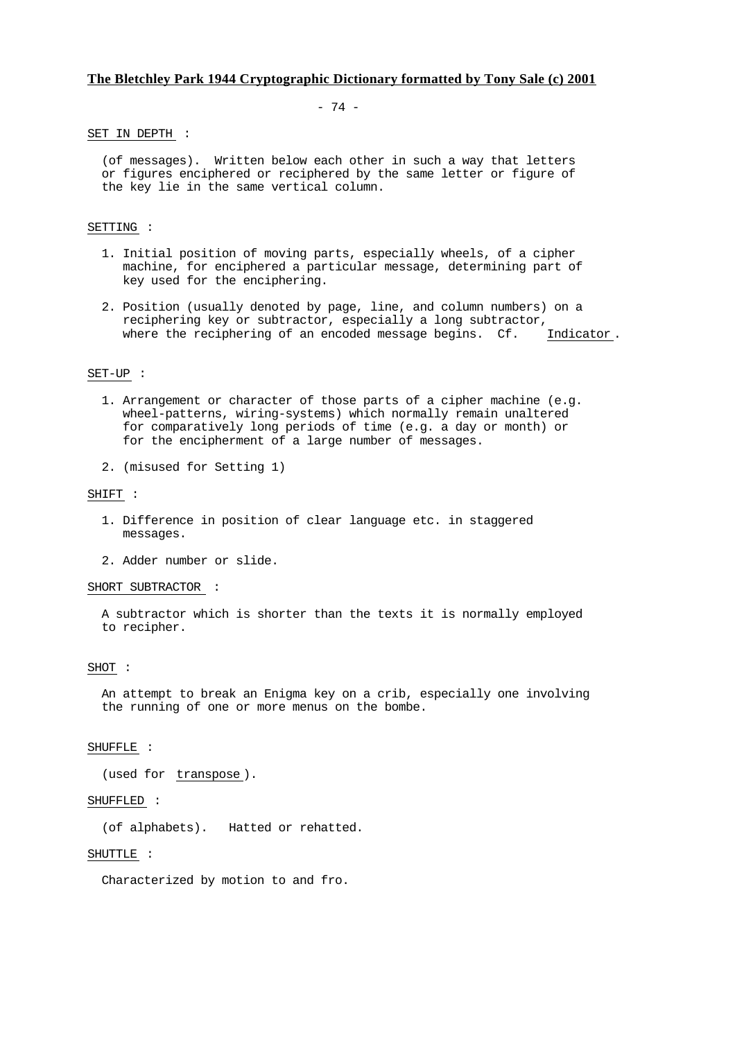SET IN DEPTH :

(of messages). Written below each other in such a way that letters or figures enciphered or reciphered by the same letter or figure of the key lie in the same vertical column.

SETTING :

1. Initial position of moving parts, especially wheels, of a cipher machine, for enciphered a particular message, determining part of key used for the enciphering.
2. Position (usually denoted by page, line, and column numbers) on a reciphering key or subtractor, especially a long subtractor, where the reciphering of an encoded message begins. Cf. Indicator.

SET-UP :

1. Arrangement or character of those parts of a cipher machine (e.g. wheel-patterns, wiring-systems) which normally remain unaltered for comparatively long periods of time (e.g. a day or month) or for the encipherment of a large number of messages.
2. (misused for Setting 1)

SHIFT :

1. Difference in position of clear language etc. in staggered messages.
2. Adder number or slide.

SHORT SUBTRACTOR :

A subtractor which is shorter than the texts it is normally employed to recipher.

SHOT :

An attempt to break an Enigma key on a crib, especially one involving the running of one or more menus on the bombe.

SHUFFLE :

(used for transpose).

SHUFFLED :

(of alphabets). Hatted or rehatted.

SHUTTLE :

Characterized by motion to and fro.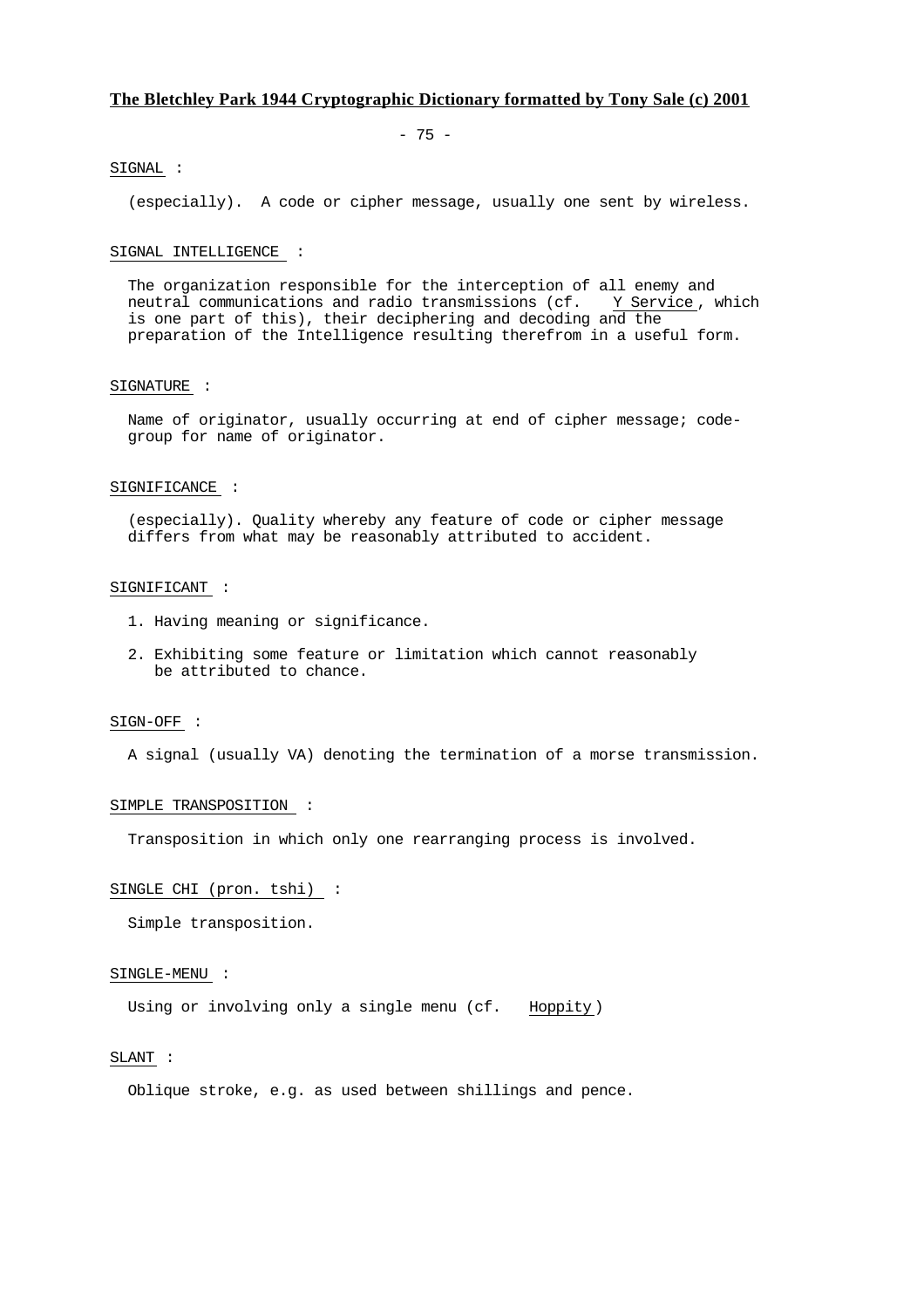SIGNAL :

(especially). A code or cipher message, usually one sent by wireless.

SIGNAL INTELLIGENCE :

The organization responsible for the interception of all enemy and neutral communications and radio transmissions (cf. Y Service, which is one part of this), their deciphering and decoding and the preparation of the Intelligence resulting therefrom in a useful form.

SIGNATURE :

Name of originator, usually occurring at end of cipher message; code-group for name of originator.

SIGNIFICANCE :

(especially). Quality whereby any feature of code or cipher message differs from what may be reasonably attributed to accident.

SIGNIFICANT :

1. Having meaning or significance.
2. Exhibiting some feature or limitation which cannot reasonably be attributed to chance.

SIGN-OFF :

A signal (usually VA) denoting the termination of a morse transmission.

SIMPLE TRANSPOSITION :

Transposition in which only one rearranging process is involved.

SINGLE CHI (pron. tshi) :

Simple transposition.

SINGLE-MENU :

Using or involving only a single menu (cf. Hoppity)

SLANT :

Oblique stroke, e.g. as used between shillings and pence.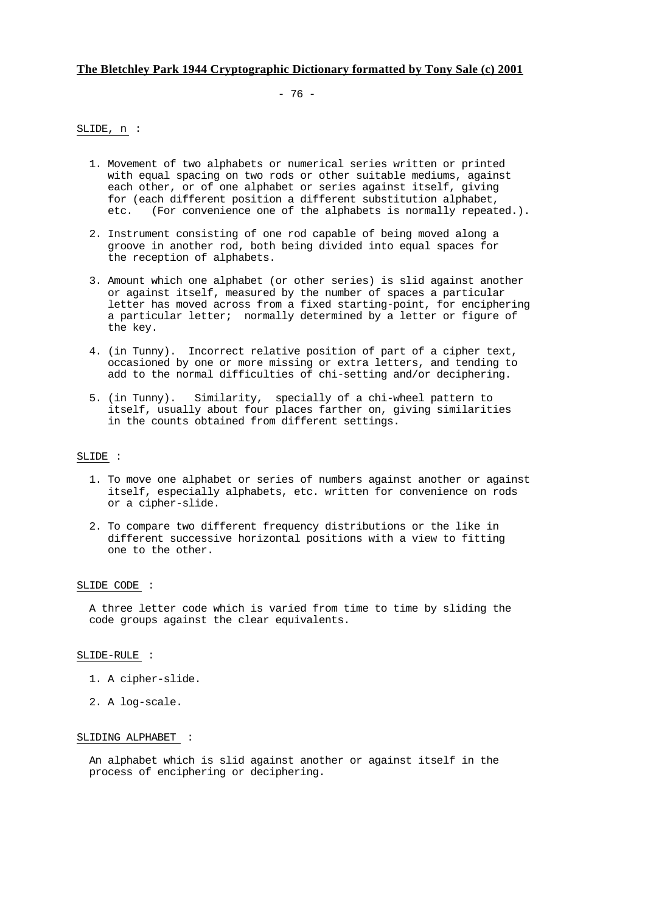SLIDE, n :

1. Movement of two alphabets or numerical series written or printed with equal spacing on two rods or other suitable mediums, against each other, or of one alphabet or series against itself, giving for (each different position a different substitution alphabet, etc. (For convenience one of the alphabets is normally repeated.).

2. Instrument consisting of one rod capable of being moved along a groove in another rod, both being divided into equal spaces for the reception of alphabets.

3. Amount which one alphabet (or other series) is slid against another or against itself, measured by the number of spaces a particular letter has moved across from a fixed starting-point, for enciphering a particular letter; normally determined by a letter or figure of the key.

4. (in Tunny). Incorrect relative position of part of a cipher text, occasioned by one or more missing or extra letters, and tending to add to the normal difficulties of chi-setting and/or deciphering.

5. (in Tunny). Similarity, specially of a chi-wheel pattern to itself, usually about four places farther on, giving similarities in the counts obtained from different settings.

SLIDE :

1. To move one alphabet or series of numbers against another or against itself, especially alphabets, etc. written for convenience on rods or a cipher-slide.

2. To compare two different frequency distributions or the like in different successive horizontal positions with a view to fitting one to the other.

SLIDE CODE :

A three letter code which is varied from time to time by sliding the code groups against the clear equivalents.

SLIDE-RULE :

1. A cipher-slide.

2. A log-scale.

SLIDING ALPHABET :

An alphabet which is slid against another or against itself in the process of enciphering or deciphering.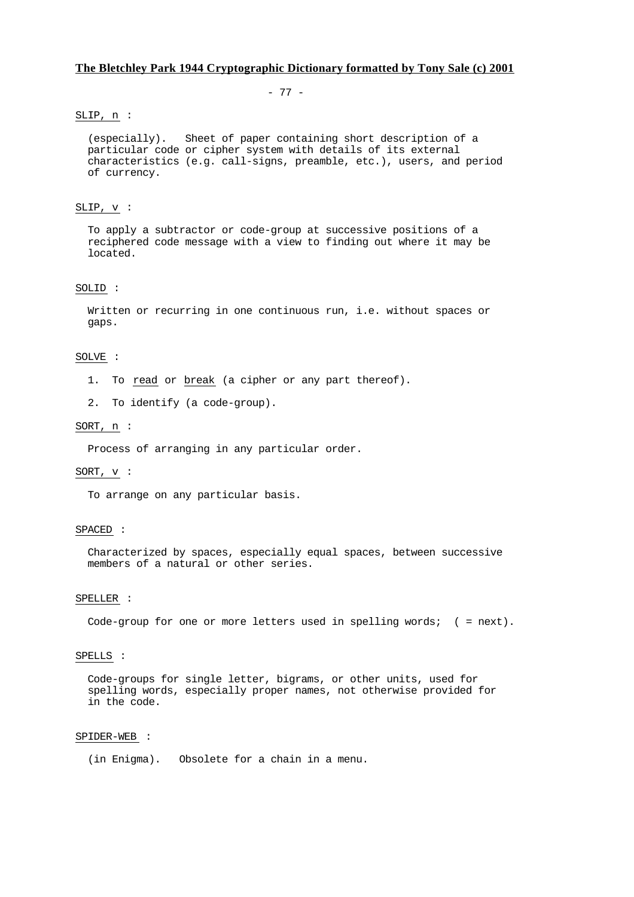SLIP, n :

(especially). Sheet of paper containing short description of a particular code or cipher system with details of its external characteristics (e.g. call-signs, preamble, etc.), users, and period of currency.

SLIP, v :

To apply a subtractor or code-group at successive positions of a reciphered code message with a view to finding out where it may be located.

SOLID :

Written or recurring in one continuous run, i.e. without spaces or gaps.

SOLVE :

1. To read or break (a cipher or any part thereof).

2. To identify (a code-group).

SORT, n :

Process of arranging in any particular order.

SORT, v :

To arrange on any particular basis.

SPACED :

Characterized by spaces, especially equal spaces, between successive members of a natural or other series.

SPELLER :

Code-group for one or more letters used in spelling words; ( = next).

SPELLS :

Code-groups for single letter, bigrams, or other units, used for spelling words, especially proper names, not otherwise provided for in the code.

SPIDER-WEB :

(in Enigma). Obsolete for a chain in a menu.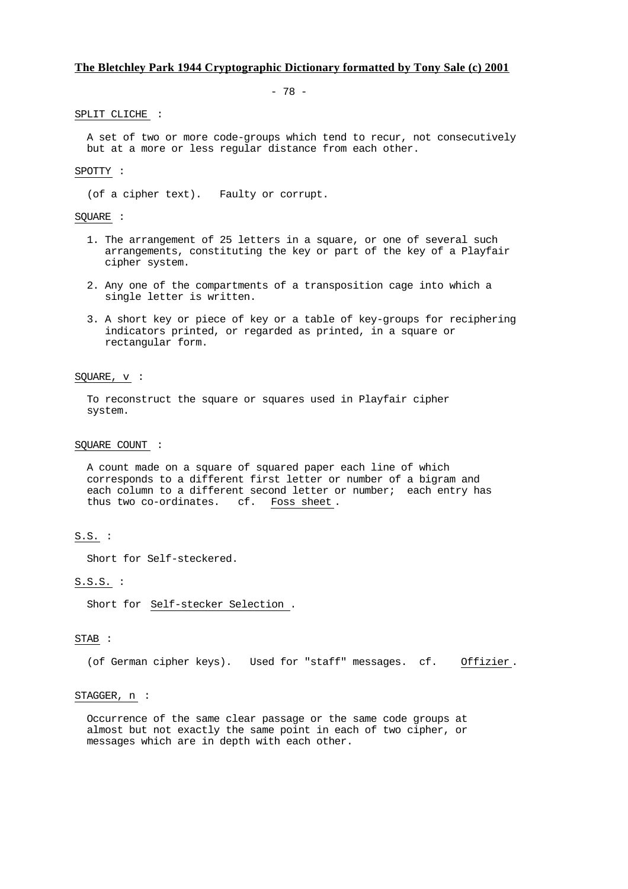SPLIT CLICHE :

A set of two or more code-groups which tend to recur, not consecutively but at a more or less regular distance from each other.

SPOTTY :

(of a cipher text). Faulty or corrupt.

SQUARE :

1. The arrangement of 25 letters in a square, or one of several such arrangements, constituting the key or part of the key of a Playfair cipher system.

2. Any one of the compartments of a transposition cage into which a single letter is written.

3. A short key or piece of key or a table of key-groups for reciphering indicators printed, or regarded as printed, in a square or rectangular form.

SQUARE, v :

To reconstruct the square or squares used in Playfair cipher system.

SQUARE COUNT :

A count made on a square of squared paper each line of which corresponds to a different first letter or number of a bigram and each column to a different second letter or number; each entry has thus two co-ordinates. cf. Foss sheet .

S.S. :

Short for Self-steckered.

S.S.S. :

Short for Self-stecker Selection .

STAB :

(of German cipher keys). Used for "staff" messages. cf. Offizier .

STAGGER, n :

Occurrence of the same clear passage or the same code groups at almost but not exactly the same point in each of two cipher, or messages which are in depth with each other.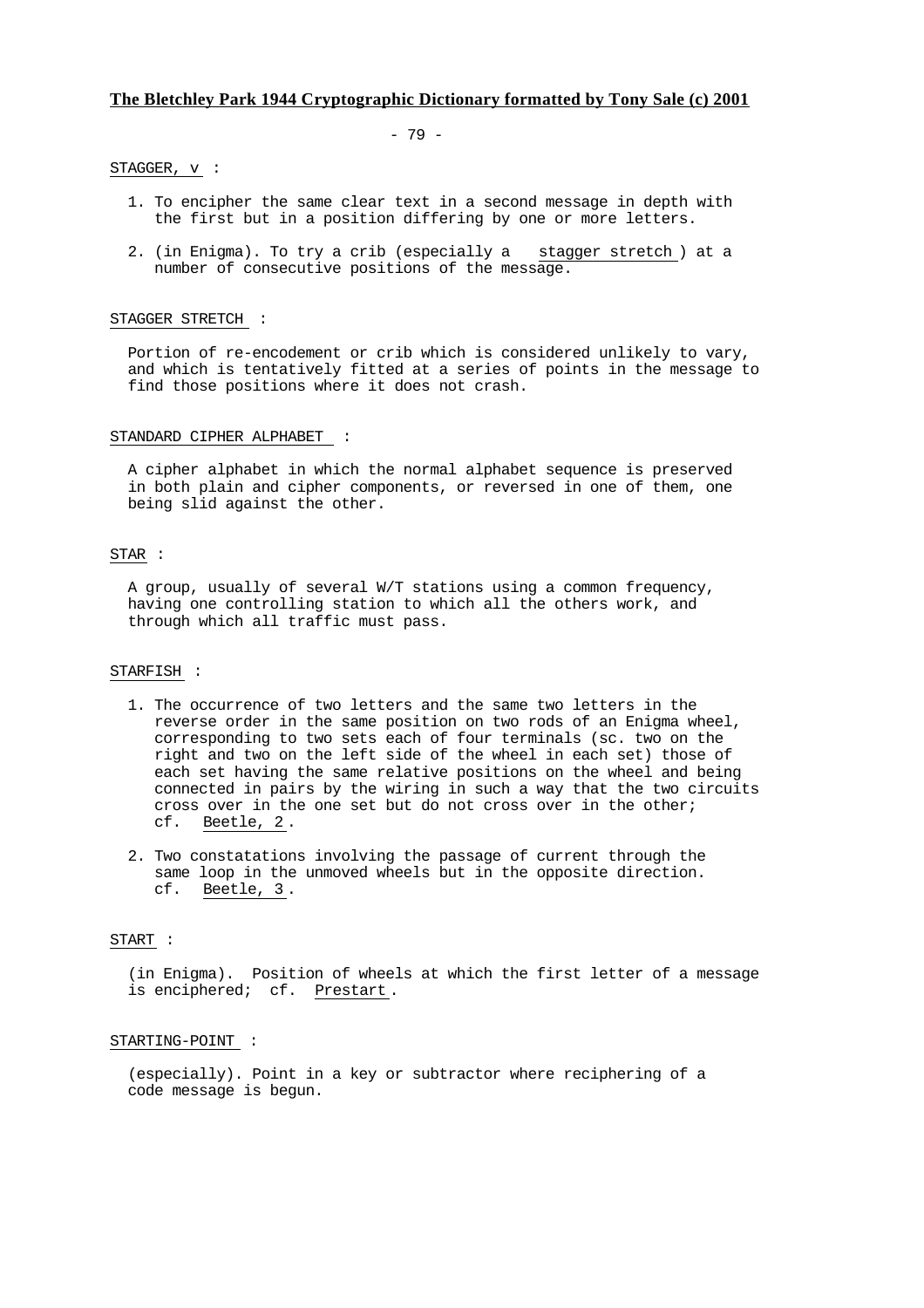STAGGER, v :

1. To encipher the same clear text in a second message in depth with the first but in a position differing by one or more letters.
2. (in Enigma). To try a crib (especially a stagger stretch) at a number of consecutive positions of the message.

STAGGER STRETCH :

Portion of re-encodement or crib which is considered unlikely to vary, and which is tentatively fitted at a series of points in the message to find those positions where it does not crash.

STANDARD CIPHER ALPHABET :

A cipher alphabet in which the normal alphabet sequence is preserved in both plain and cipher components, or reversed in one of them, one being slid against the other.

STAR :

A group, usually of several W/T stations using a common frequency, having one controlling station to which all the others work, and through which all traffic must pass.

STARFISH :

1. The occurrence of two letters and the same two letters in the reverse order in the same position on two rods of an Enigma wheel, corresponding to two sets each of four terminals (sc. two on the right and two on the left side of the wheel in each set) those of each set having the same relative positions on the wheel and being connected in pairs by the wiring in such a way that the two circuits cross over in the one set but do not cross over in the other; cf. Beetle, 2.
2. Two constatations involving the passage of current through the same loop in the unmoved wheels but in the opposite direction. cf. Beetle, 3.

START :

(in Enigma). Position of wheels at which the first letter of a message is enciphered; cf. Prestart.

STARTING-POINT :

(especially). Point in a key or subtractor where reciphering of a code message is begun.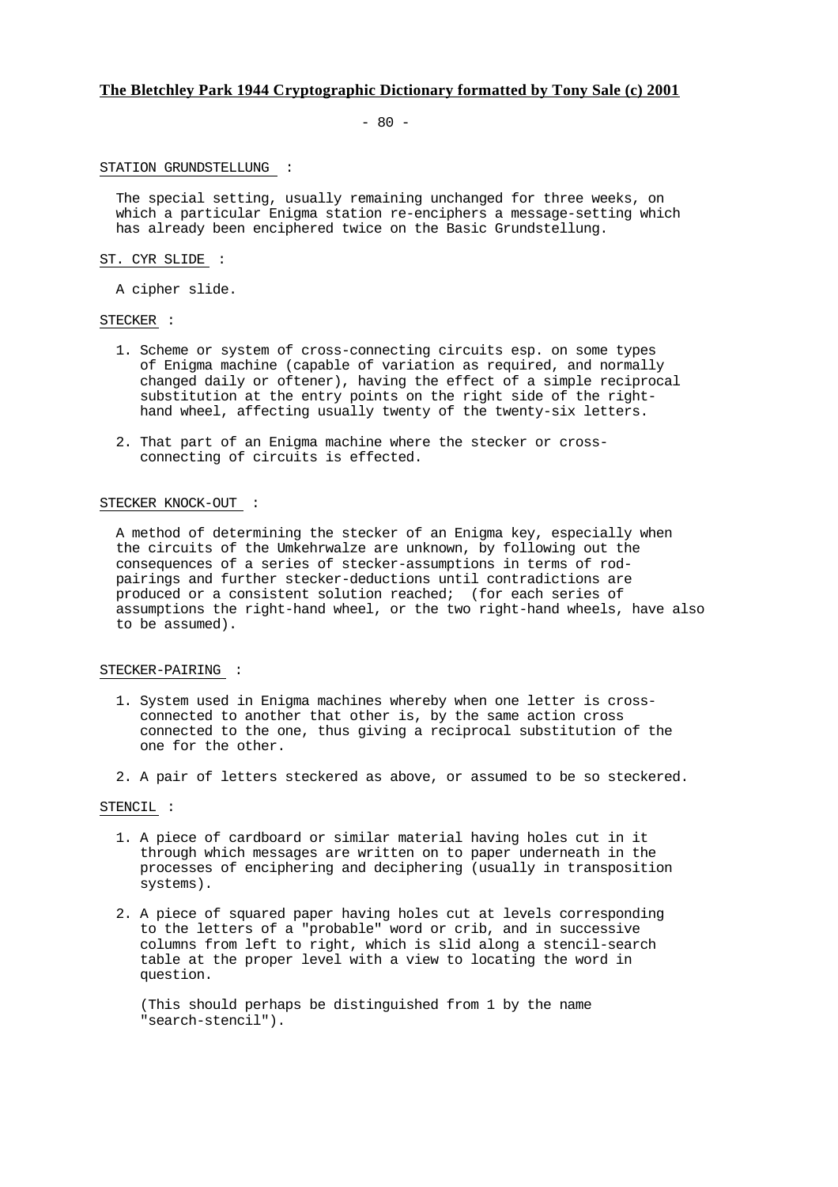STATION GRUNDSTELLUNG :

The special setting, usually remaining unchanged for three weeks, on which a particular Enigma station re-enciphers a message-setting which has already been enciphered twice on the Basic Grundstellung.

ST. CYR SLIDE :

A cipher slide.

STECKER :

1. Scheme or system of cross-connecting circuits esp. on some types of Enigma machine (capable of variation as required, and normally changed daily or oftener), having the effect of a simple reciprocal substitution at the entry points on the right side of the right-hand wheel, affecting usually twenty of the twenty-six letters.

2. That part of an Enigma machine where the stecker or cross-connecting of circuits is effected.

STECKER KNOCK-OUT :

A method of determining the stecker of an Enigma key, especially when the circuits of the Umkehrwalze are unknown, by following out the consequences of a series of stecker-assumptions in terms of rod-pairings and further stecker-deductions until contradictions are produced or a consistent solution reached; (for each series of assumptions the right-hand wheel, or the two right-hand wheels, have also to be assumed).

STECKER-PAIRING :

1. System used in Enigma machines whereby when one letter is cross-connected to another that other is, by the same action cross connected to the one, thus giving a reciprocal substitution of the one for the other.

2. A pair of letters steckered as above, or assumed to be so steckered.

STENCIL :

1. A piece of cardboard or similar material having holes cut in it through which messages are written on to paper underneath in the processes of enciphering and deciphering (usually in transposition systems).

2. A piece of squared paper having holes cut at levels corresponding to the letters of a "probable" word or crib, and in successive columns from left to right, which is slid along a stencil-search table at the proper level with a view to locating the word in question.

   (This should perhaps be distinguished from 1 by the name "search-stencil").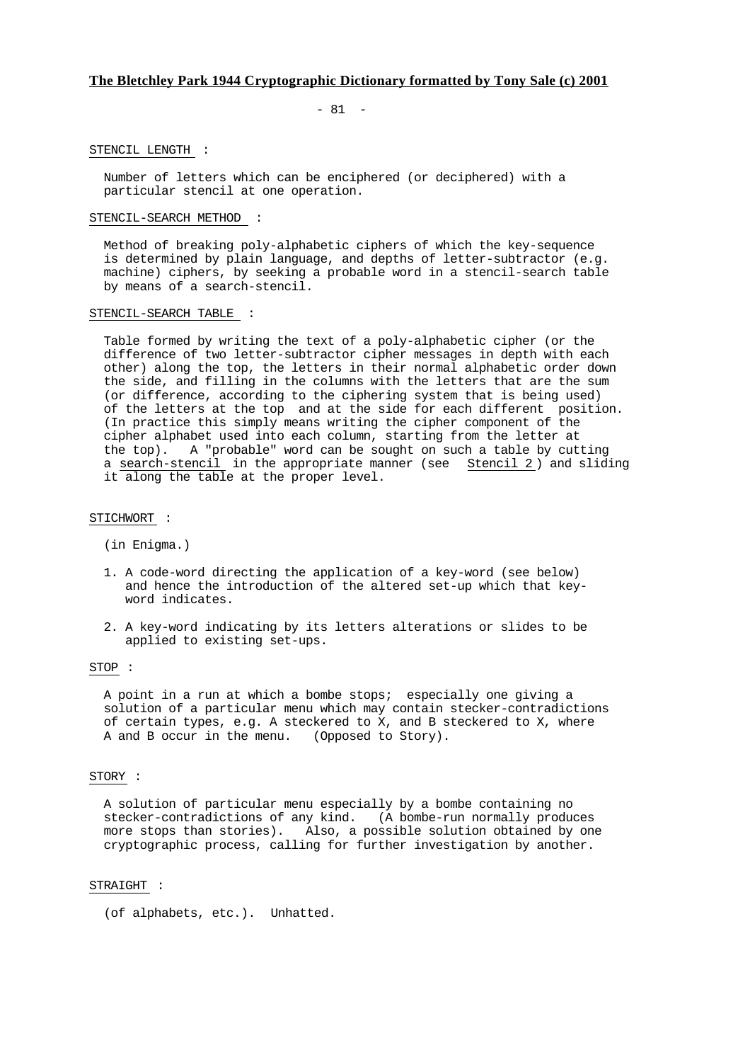STENCIL LENGTH :

Number of letters which can be enciphered (or deciphered) with a particular stencil at one operation.

STENCIL-SEARCH METHOD :

Method of breaking poly-alphabetic ciphers of which the key-sequence is determined by plain language, and depths of letter-subtractor (e.g. machine) ciphers, by seeking a probable word in a stencil-search table by means of a search-stencil.

STENCIL-SEARCH TABLE :

Table formed by writing the text of a poly-alphabetic cipher (or the difference of two letter-subtractor cipher messages in depth with each other) along the top, the letters in their normal alphabetic order down the side, and filling in the columns with the letters that are the sum (or difference, according to the ciphering system that is being used) of the letters at the top and at the side for each different position. (In practice this simply means writing the cipher component of the cipher alphabet used into each column, starting from the letter at the top). A "probable" word can be sought on such a table by cutting a search-stencil in the appropriate manner (see Stencil 2) and sliding it along the table at the proper level.

STICHWORT :

(in Enigma.)

1. A code-word directing the application of a key-word (see below) and hence the introduction of the altered set-up which that key-word indicates.

2. A key-word indicating by its letters alterations or slides to be applied to existing set-ups.

STOP :

A point in a run at which a bombe stops; especially one giving a solution of a particular menu which may contain stecker-contradictions of certain types, e.g. A steckered to X, and B steckered to X, where A and B occur in the menu. (Opposed to Story).

STORY :

A solution of particular menu especially by a bombe containing no stecker-contradictions of any kind. (A bombe-run normally produces more stops than stories). Also, a possible solution obtained by one cryptographic process, calling for further investigation by another.

STRAIGHT :

(of alphabets, etc.). Unhatted.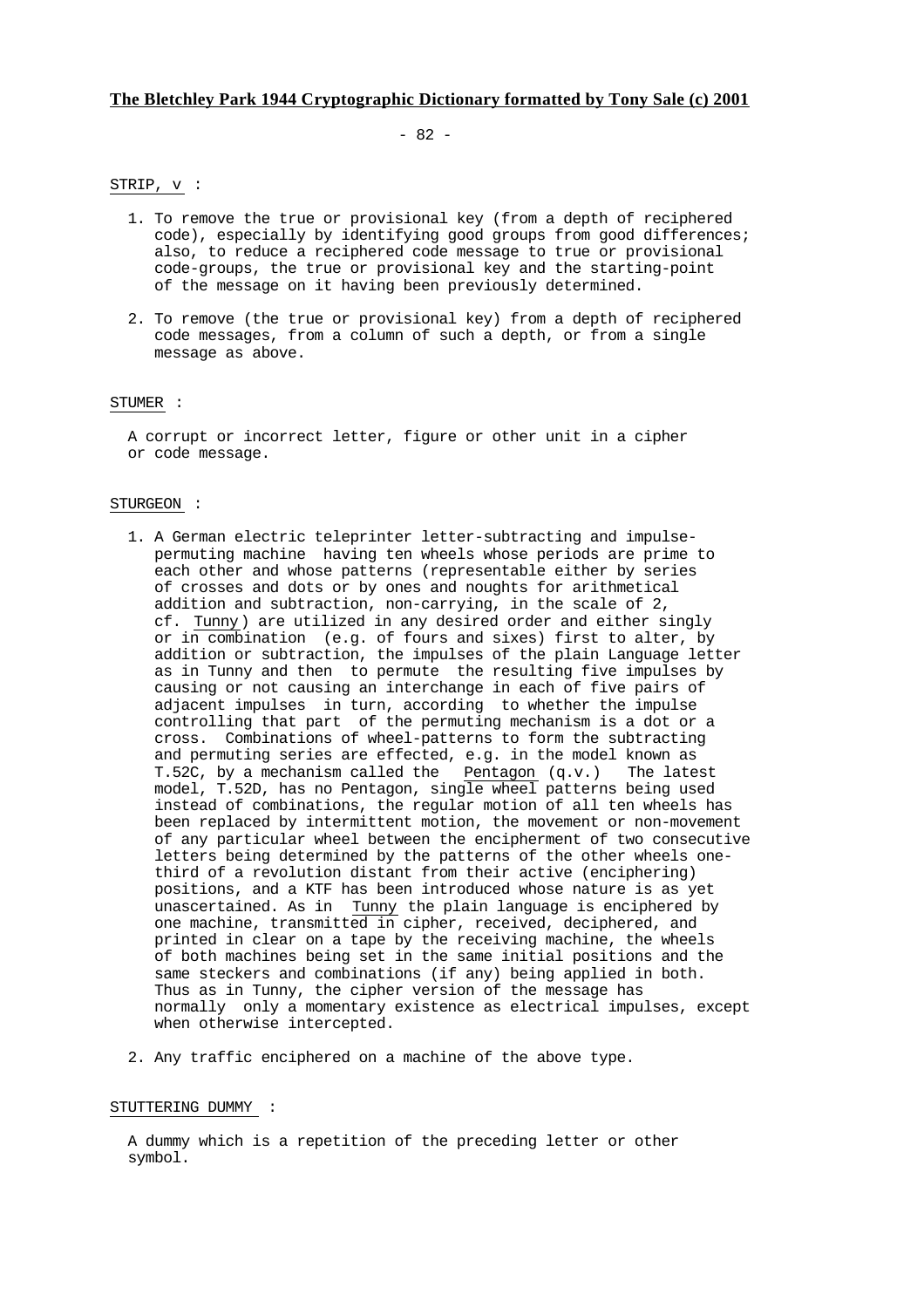STRIP, v :

1. To remove the true or provisional key (from a depth of reciphered code), especially by identifying good groups from good differences; also, to reduce a reciphered code message to true or provisional code-groups, the true or provisional key and the starting-point of the message on it having been previously determined.

2. To remove (the true or provisional key) from a depth of reciphered code messages, from a column of such a depth, or from a single message as above.

STUMER :

A corrupt or incorrect letter, figure or other unit in a cipher or code message.

STURGEON :

1. A German electric teleprinter letter-subtracting and impulse-permuting machine having ten wheels whose periods are prime to each other and whose patterns (representable either by series of crosses and dots or by ones and noughts for arithmetical addition and subtraction, non-carrying, in the scale of 2, cf. Tunny) are utilized in any desired order and either singly or in combination (e.g. of fours and sixes) first to alter, by addition or subtraction, the impulses of the plain Language letter as in Tunny and then to permute the resulting five impulses by causing or not causing an interchange in each of five pairs of adjacent impulses in turn, according to whether the impulse controlling that part of the permuting mechanism is a dot or a cross. Combinations of wheel-patterns to form the subtracting and permuting series are effected, e.g. in the model known as T.52C, by a mechanism called the Pentagon (q.v.) The latest model, T.52D, has no Pentagon, single wheel patterns being used instead of combinations, the regular motion of all ten wheels has been replaced by intermittent motion, the movement or non-movement of any particular wheel between the encipherment of two consecutive letters being determined by the patterns of the other wheels one-third of a revolution distant from their active (enciphering) positions, and a KTF has been introduced whose nature is as yet unascertained. As in Tunny the plain language is enciphered by one machine, transmitted in cipher, received, deciphered, and printed in clear on a tape by the receiving machine, the wheels of both machines being set in the same initial positions and the same steckers and combinations (if any) being applied in both. Thus as in Tunny, the cipher version of the message has normally only a momentary existence as electrical impulses, except when otherwise intercepted.

2. Any traffic enciphered on a machine of the above type.

STUTTERING DUMMY :

A dummy which is a repetition of the preceding letter or other symbol.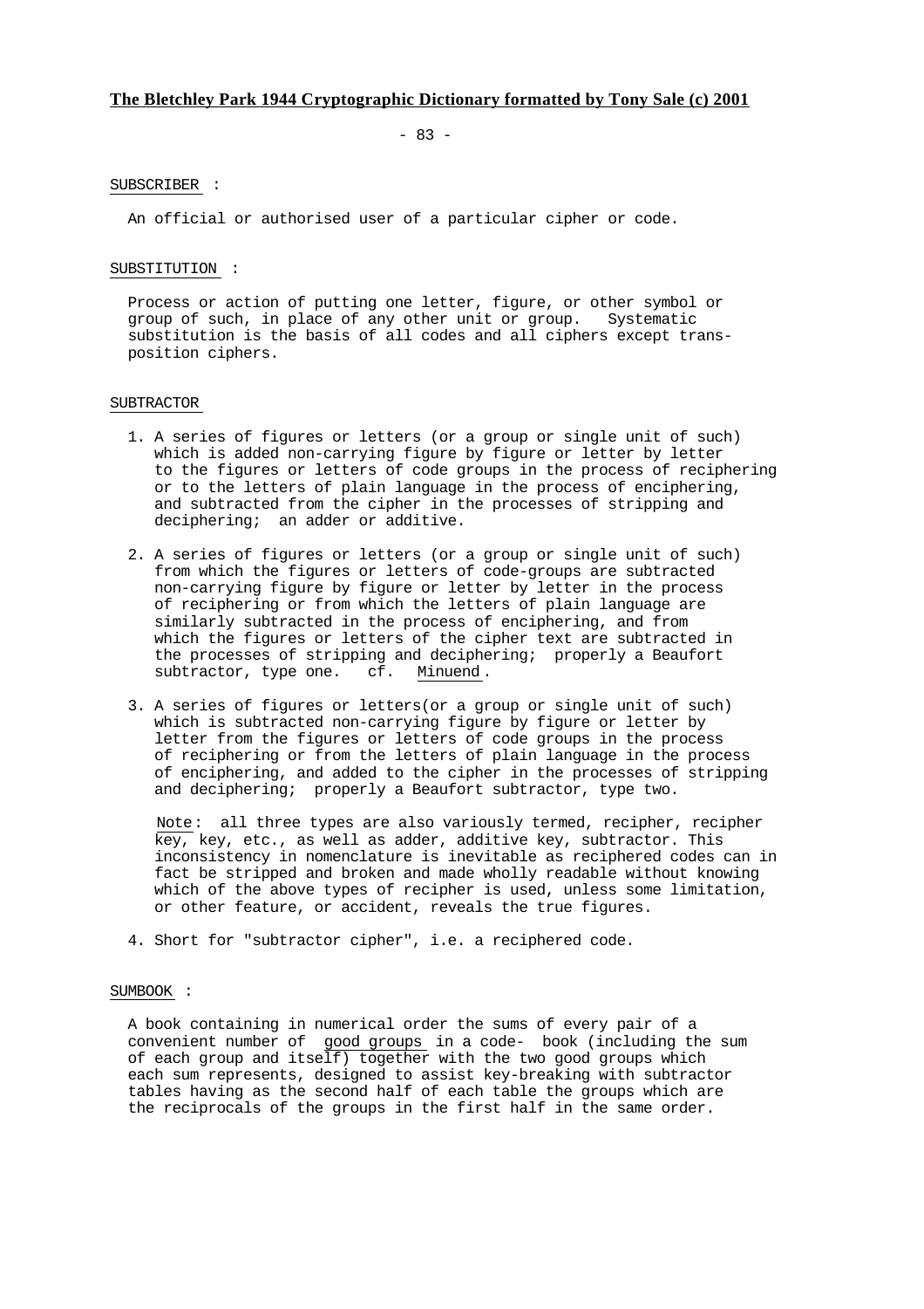SUBSCRIBER :

An official or authorised user of a particular cipher or code.

SUBSTITUTION :

Process or action of putting one letter, figure, or other symbol or group of such, in place of any other unit or group. Systematic substitution is the basis of all codes and all ciphers except transposition ciphers.

SUBTRACTOR

1. A series of figures or letters (or a group or single unit of such) which is added non-carrying figure by figure or letter by letter to the figures or letters of code groups in the process of reciphering or to the letters of plain language in the process of enciphering, and subtracted from the cipher in the processes of stripping and deciphering; an adder or additive.

2. A series of figures or letters (or a group or single unit of such) from which the figures or letters of code-groups are subtracted non-carrying figure by figure or letter by letter in the process of reciphering or from which the letters of plain language are similarly subtracted in the process of enciphering, and from which the figures or letters of the cipher text are subtracted in the processes of stripping and deciphering; properly a Beaufort subtractor, type one. cf. Minuend.

3. A series of figures or letters(or a group or single unit of such) which is subtracted non-carrying figure by figure or letter by letter from the figures or letters of code groups in the process of reciphering or from the letters of plain language in the process of enciphering, and added to the cipher in the processes of stripping and deciphering; properly a Beaufort subtractor, type two.

   Note: all three types are also variously termed, recipher, recipher key, key, etc., as well as adder, additive key, subtractor. This inconsistency in nomenclature is inevitable as reciphered codes can in fact be stripped and broken and made wholly readable without knowing which of the above types of recipher is used, unless some limitation, or other feature, or accident, reveals the true figures.

4. Short for "subtractor cipher", i.e. a reciphered code.

SUMBOOK :

A book containing in numerical order the sums of every pair of a convenient number of good groups in a code- book (including the sum of each group and itself) together with the two good groups which each sum represents, designed to assist key-breaking with subtractor tables having as the second half of each table the groups which are the reciprocals of the groups in the first half in the same order.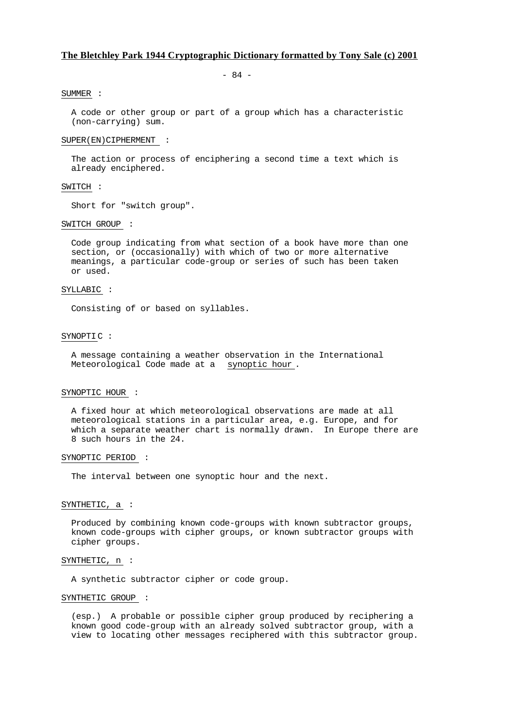SUMMER :

A code or other group or part of a group which has a characteristic (non-carrying) sum.

SUPER(EN)CIPHERMENT :

The action or process of enciphering a second time a text which is already enciphered.

SWITCH :

Short for "switch group".

SWITCH GROUP :

Code group indicating from what section of a book have more than one section, or (occasionally) with which of two or more alternative meanings, a particular code-group or series of such has been taken or used.

SYLLABIC :

Consisting of or based on syllables.

SYNOPTIC :

A message containing a weather observation in the International Meteorological Code made at a synoptic hour.

SYNOPTIC HOUR :

A fixed hour at which meteorological observations are made at all meteorological stations in a particular area, e.g. Europe, and for which a separate weather chart is normally drawn. In Europe there are 8 such hours in the 24.

SYNOPTIC PERIOD :

The interval between one synoptic hour and the next.

SYNTHETIC, a :

Produced by combining known code-groups with known subtractor groups, known code-groups with cipher groups, or known subtractor groups with cipher groups.

SYNTHETIC, n :

A synthetic subtractor cipher or code group.

SYNTHETIC GROUP :

(esp.) A probable or possible cipher group produced by reciphering a known good code-group with an already solved subtractor group, with a view to locating other messages reciphered with this subtractor group.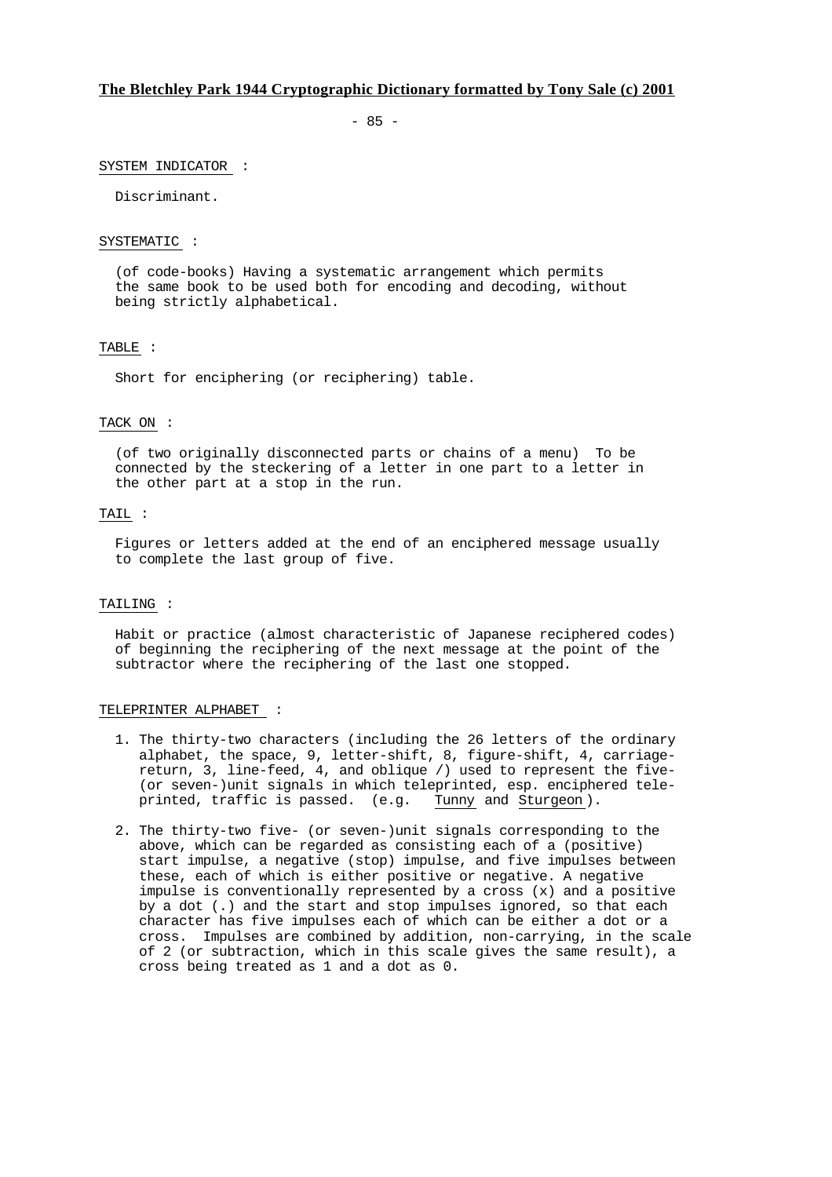SYSTEM INDICATOR :

Discriminant.

SYSTEMATIC :

(of code-books) Having a systematic arrangement which permits the same book to be used both for encoding and decoding, without being strictly alphabetical.

TABLE :

Short for enciphering (or reciphering) table.

TACK ON :

(of two originally disconnected parts or chains of a menu) To be connected by the steckering of a letter in one part to a letter in the other part at a stop in the run.

TAIL :

Figures or letters added at the end of an enciphered message usually to complete the last group of five.

TAILING :

Habit or practice (almost characteristic of Japanese reciphered codes) of beginning the reciphering of the next message at the point of the subtractor where the reciphering of the last one stopped.

TELEPRINTER ALPHABET :

1. The thirty-two characters (including the 26 letters of the ordinary alphabet, the space, 9, letter-shift, 8, figure-shift, 4, carriage-return, 3, line-feed, 4, and oblique /) used to represent the five- (or seven-)unit signals in which teleprinted, esp. enciphered teleprinted, traffic is passed. (e.g. Tunny and Sturgeon).

2. The thirty-two five- (or seven-)unit signals corresponding to the above, which can be regarded as consisting each of a (positive) start impulse, a negative (stop) impulse, and five impulses between these, each of which is either positive or negative. A negative impulse is conventionally represented by a cross (x) and a positive by a dot (.) and the start and stop impulses ignored, so that each character has five impulses each of which can be either a dot or a cross. Impulses are combined by addition, non-carrying, in the scale of 2 (or subtraction, which in this scale gives the same result), a cross being treated as 1 and a dot as 0.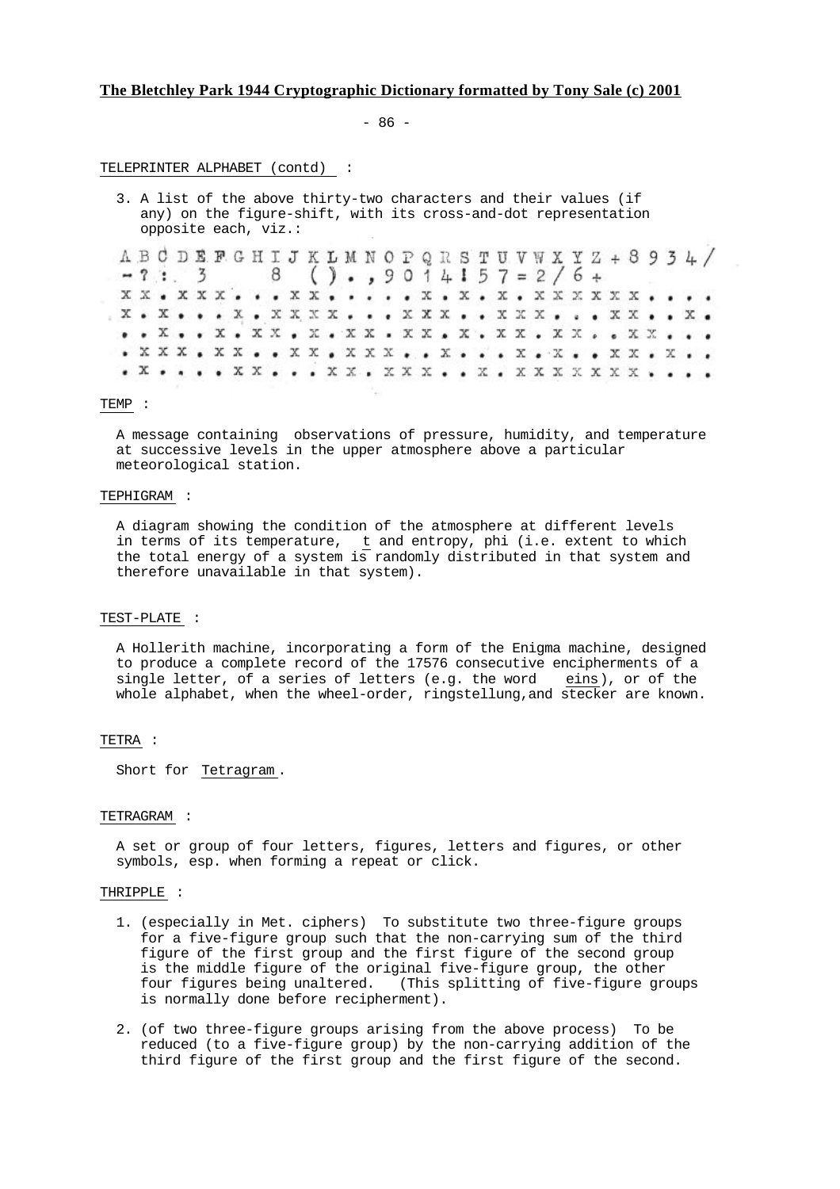TELEPRINTER ALPHABET (contd) :

3. A list of the above thirty-two characters and their values (if any) on the figure-shift, with its cross-and-dot representation opposite each, viz.:

| A | B | C | D | E | F | G | H | I | J | K | L | M | N | O | P | Q | R | S | T | U | V | W | X | Y | Z | + | 8 | 9 | 3 | 4 | / |
|---|---|---|---|---|---|---|---|---|---|---|---|---|---|---|---|---|---|---|---|---|---|---|---|---|---|---|---|---|---|---|---|
| - | ? | : | . | 3 | | | | 8 | | ( | ) | . | , | 9 | 0 | 1 | 4 | ! | 5 | 7 | = | 2 | / | 6 | + | | | | | | |
| x | x | . | x | x | x | . | . | . | x | x | . | . | . | . | . | x | . | x | . | x | . | x | x | x | x | x | x | . | . | . | . |
| x | . | x | . | . | . | x | . | x | x | x | x | . | . | . | x | x | x | . | . | x | x | x | . | . | . | x | x | . | . | x | . |
| . | . | x | . | . | x | . | x | x | . | x | . | x | x | . | x | x | . | x | . | x | x | . | x | x | . | . | x | x | . | . | . |
| . | x | x | x | . | x | x | . | . | x | x | . | x | x | x | . | . | x | . | . | . | x | . | x | . | . | x | x | . | . | x | . |
| . | x | . | . | . | . | x | x | . | . | . | x | x | . | x | x | x | . | . | x | . | x | x | x | x | x | x | x | . | . | . | . |

TEMP :

A message containing observations of pressure, humidity, and temperature at successive levels in the upper atmosphere above a particular meteorological station.

TEPHIGRAM :

A diagram showing the condition of the atmosphere at different levels in terms of its temperature, t and entropy, phi (i.e. extent to which the total energy of a system is randomly distributed in that system and therefore unavailable in that system).

TEST-PLATE :

A Hollerith machine, incorporating a form of the Enigma machine, designed to produce a complete record of the 17576 consecutive encipherments of a single letter, of a series of letters (e.g. the word eins), or of the whole alphabet, when the wheel-order, ringstellung, and stecker are known.

TETRA :

Short for Tetragram.

TETRAGRAM :

A set or group of four letters, figures, letters and figures, or other symbols, esp. when forming a repeat or click.

THRIPPLE :

1. (especially in Met. ciphers) To substitute two three-figure groups for a five-figure group such that the non-carrying sum of the third figure of the first group and the first figure of the second group is the middle figure of the original five-figure group, the other four figures being unaltered. (This splitting of five-figure groups is normally done before recipherment).

2. (of two three-figure groups arising from the above process) To be reduced (to a five-figure group) by the non-carrying addition of the third figure of the first group and the first figure of the second.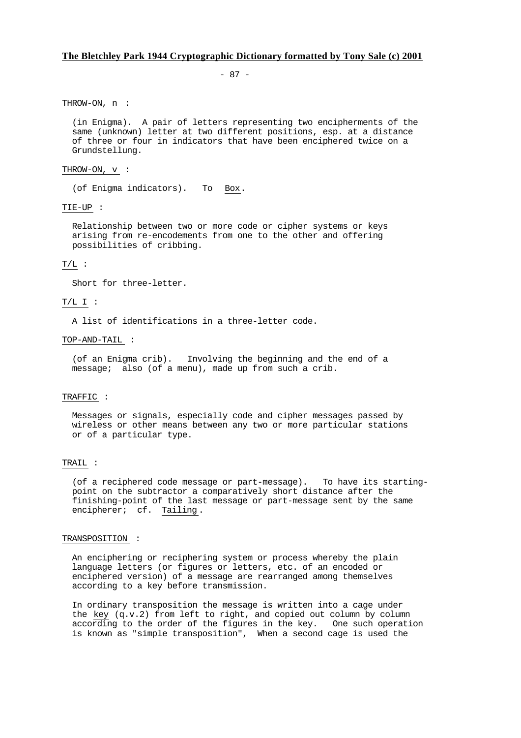THROW-ON, n :

(in Enigma). A pair of letters representing two encipherments of the same (unknown) letter at two different positions, esp. at a distance of three or four in indicators that have been enciphered twice on a Grundstellung.

THROW-ON, v :

(of Enigma indicators). To Box.

TIE-UP :

Relationship between two or more code or cipher systems or keys arising from re-encodements from one to the other and offering possibilities of cribbing.

T/L :

Short for three-letter.

T/L I :

A list of identifications in a three-letter code.

TOP-AND-TAIL :

(of an Enigma crib). Involving the beginning and the end of a message; also (of a menu), made up from such a crib.

TRAFFIC :

Messages or signals, especially code and cipher messages passed by wireless or other means between any two or more particular stations or of a particular type.

TRAIL :

(of a reciphered code message or part-message). To have its starting-point on the subtractor a comparatively short distance after the finishing-point of the last message or part-message sent by the same encipherer; cf. Tailing.

TRANSPOSITION :

An enciphering or reciphering system or process whereby the plain language letters (or figures or letters, etc. of an encoded or enciphered version) of a message are rearranged among themselves according to a key before transmission.

In ordinary transposition the message is written into a cage under the key (q.v.2) from left to right, and copied out column by column according to the order of the figures in the key. One such operation is known as "simple transposition", When a second cage is used the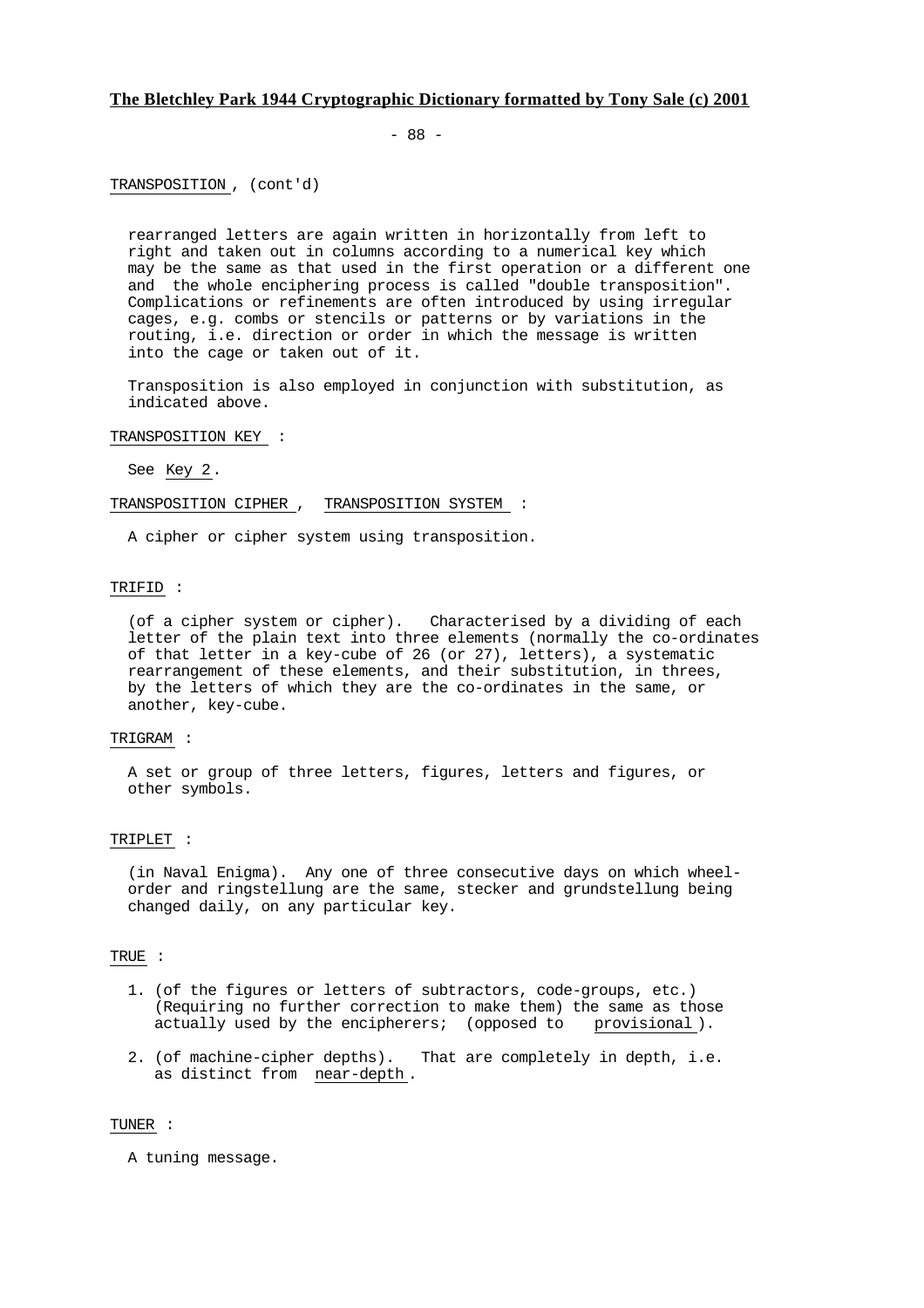TRANSPOSITION, (cont'd)

rearranged letters are again written in horizontally from left to right and taken out in columns according to a numerical key which may be the same as that used in the first operation or a different one and the whole enciphering process is called "double transposition". Complications or refinements are often introduced by using irregular cages, e.g. combs or stencils or patterns or by variations in the routing, i.e. direction or order in which the message is written into the cage or taken out of it.

Transposition is also employed in conjunction with substitution, as indicated above.

TRANSPOSITION KEY :

See Key 2.

TRANSPOSITION CIPHER, TRANSPOSITION SYSTEM :

A cipher or cipher system using transposition.

TRIFID :

(of a cipher system or cipher). Characterised by a dividing of each letter of the plain text into three elements (normally the co-ordinates of that letter in a key-cube of 26 (or 27), letters), a systematic rearrangement of these elements, and their substitution, in threes, by the letters of which they are the co-ordinates in the same, or another, key-cube.

TRIGRAM :

A set or group of three letters, figures, letters and figures, or other symbols.

TRIPLET :

(in Naval Enigma). Any one of three consecutive days on which wheel-order and ringstellung are the same, stecker and grundstellung being changed daily, on any particular key.

TRUE :

1. (of the figures or letters of subtractors, code-groups, etc.) (Requiring no further correction to make them) the same as those actually used by the encipherers; (opposed to provisional).
2. (of machine-cipher depths). That are completely in depth, i.e. as distinct from near-depth.

TUNER :

A tuning message.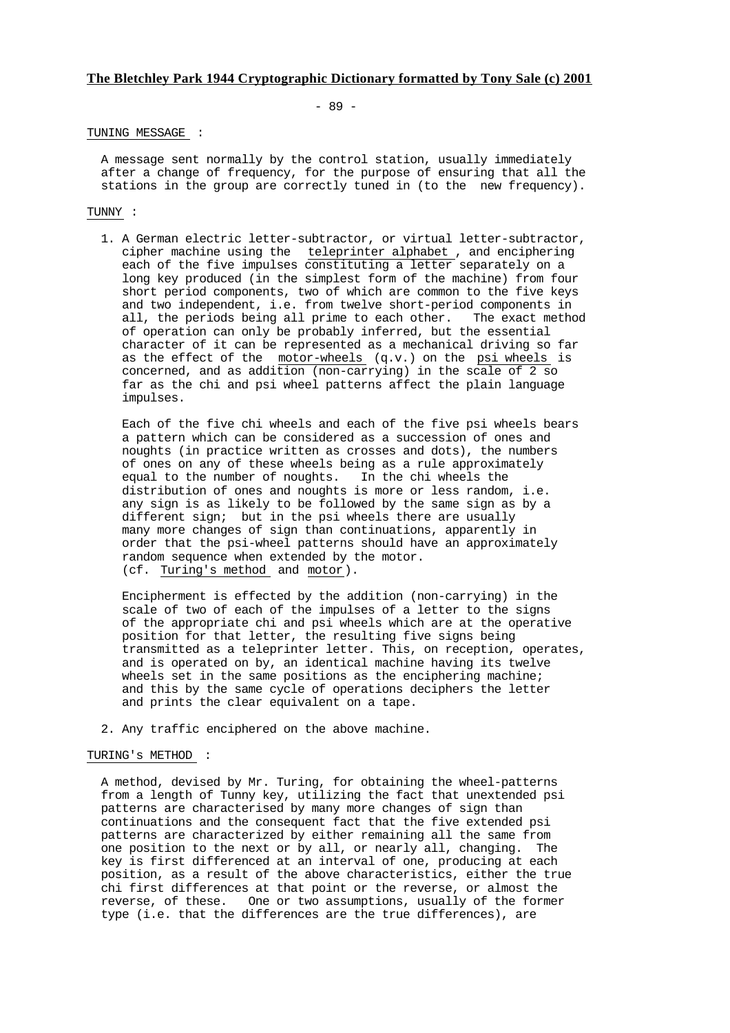TUNING MESSAGE :

A message sent normally by the control station, usually immediately after a change of frequency, for the purpose of ensuring that all the stations in the group are correctly tuned in (to the new frequency).

TUNNY :

1. A German electric letter-subtractor, or virtual letter-subtractor, cipher machine using the teleprinter alphabet , and enciphering each of the five impulses constituting a letter separately on a long key produced (in the simplest form of the machine) from four short period components, two of which are common to the five keys and two independent, i.e. from twelve short-period components in all, the periods being all prime to each other. The exact method of operation can only be probably inferred, but the essential character of it can be represented as a mechanical driving so far as the effect of the motor-wheels (q.v.) on the psi wheels is concerned, and as addition (non-carrying) in the scale of 2 so far as the chi and psi wheel patterns affect the plain language impulses.

   Each of the five chi wheels and each of the five psi wheels bears a pattern which can be considered as a succession of ones and noughts (in practice written as crosses and dots), the numbers of ones on any of these wheels being as a rule approximately equal to the number of noughts. In the chi wheels the distribution of ones and noughts is more or less random, i.e. any sign is as likely to be followed by the same sign as by a different sign; but in the psi wheels there are usually many more changes of sign than continuations, apparently in order that the psi-wheel patterns should have an approximately random sequence when extended by the motor. (cf. Turing's method and motor).

   Encipherment is effected by the addition (non-carrying) in the scale of two of each of the impulses of a letter to the signs of the appropriate chi and psi wheels which are at the operative position for that letter, the resulting five signs being transmitted as a teleprinter letter. This, on reception, operates, and is operated on by, an identical machine having its twelve wheels set in the same positions as the enciphering machine; and this by the same cycle of operations deciphers the letter and prints the clear equivalent on a tape.

2. Any traffic enciphered on the above machine.

TURING's METHOD :

A method, devised by Mr. Turing, for obtaining the wheel-patterns from a length of Tunny key, utilizing the fact that unextended psi patterns are characterised by many more changes of sign than continuations and the consequent fact that the five extended psi patterns are characterized by either remaining all the same from one position to the next or by all, or nearly all, changing. The key is first differenced at an interval of one, producing at each position, as a result of the above characteristics, either the true chi first differences at that point or the reverse, or almost the reverse, of these. One or two assumptions, usually of the former type (i.e. that the differences are the true differences), are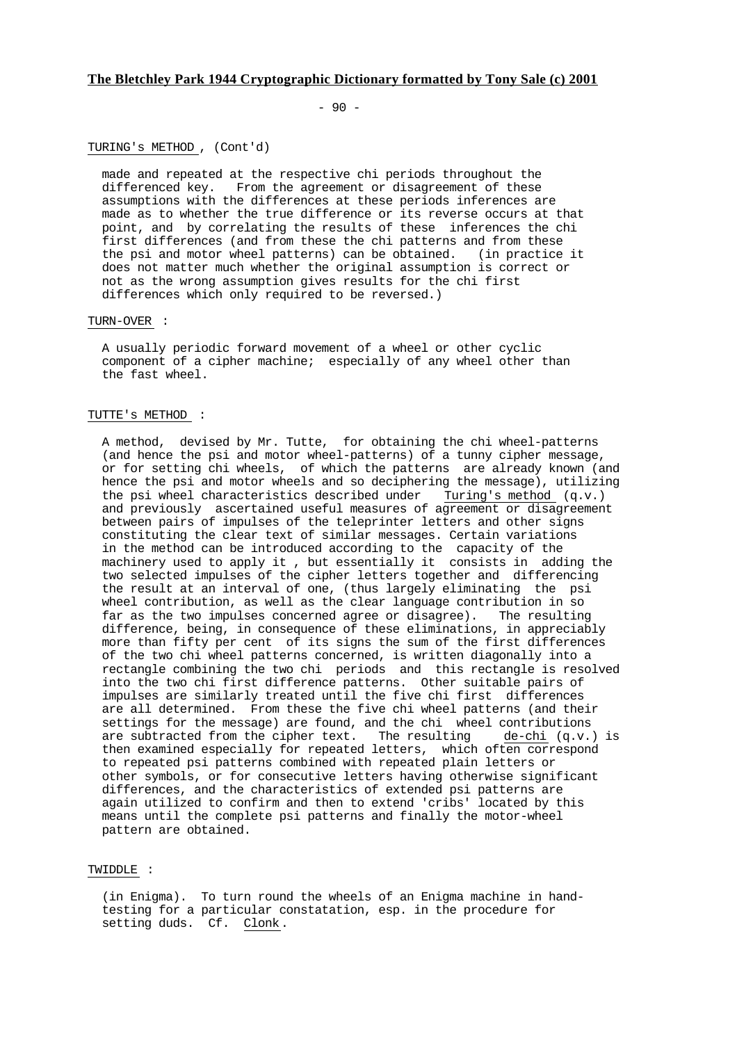TURING's METHOD , (Cont'd)

made and repeated at the respective chi periods throughout the differenced key. From the agreement or disagreement of these assumptions with the differences at these periods inferences are made as to whether the true difference or its reverse occurs at that point, and by correlating the results of these inferences the chi first differences (and from these the chi patterns and from these the psi and motor wheel patterns) can be obtained. (in practice it does not matter much whether the original assumption is correct or not as the wrong assumption gives results for the chi first differences which only required to be reversed.)

TURN-OVER :

A usually periodic forward movement of a wheel or other cyclic component of a cipher machine; especially of any wheel other than the fast wheel.

TUTTE's METHOD :

A method, devised by Mr. Tutte, for obtaining the chi wheel-patterns (and hence the psi and motor wheel-patterns) of a tunny cipher message, or for setting chi wheels, of which the patterns are already known (and hence the psi and motor wheels and so deciphering the message), utilizing the psi wheel characteristics described under Turing's method (q.v.) and previously ascertained useful measures of agreement or disagreement between pairs of impulses of the teleprinter letters and other signs constituting the clear text of similar messages. Certain variations in the method can be introduced according to the capacity of the machinery used to apply it , but essentially it consists in adding the two selected impulses of the cipher letters together and differencing the result at an interval of one, (thus largely eliminating the psi wheel contribution, as well as the clear language contribution in so far as the two impulses concerned agree or disagree). The resulting difference, being, in consequence of these eliminations, in appreciably more than fifty per cent of its signs the sum of the first differences of the two chi wheel patterns concerned, is written diagonally into a rectangle combining the two chi periods and this rectangle is resolved into the two chi first difference patterns. Other suitable pairs of impulses are similarly treated until the five chi first differences are all determined. From these the five chi wheel patterns (and their settings for the message) are found, and the chi wheel contributions are subtracted from the cipher text. The resulting de-chi (q.v.) is then examined especially for repeated letters, which often correspond to repeated psi patterns combined with repeated plain letters or other symbols, or for consecutive letters having otherwise significant differences, and the characteristics of extended psi patterns are again utilized to confirm and then to extend 'cribs' located by this means until the complete psi patterns and finally the motor-wheel pattern are obtained.

TWIDDLE :

(in Enigma). To turn round the wheels of an Enigma machine in hand-testing for a particular constatation, esp. in the procedure for setting duds. Cf. Clonk.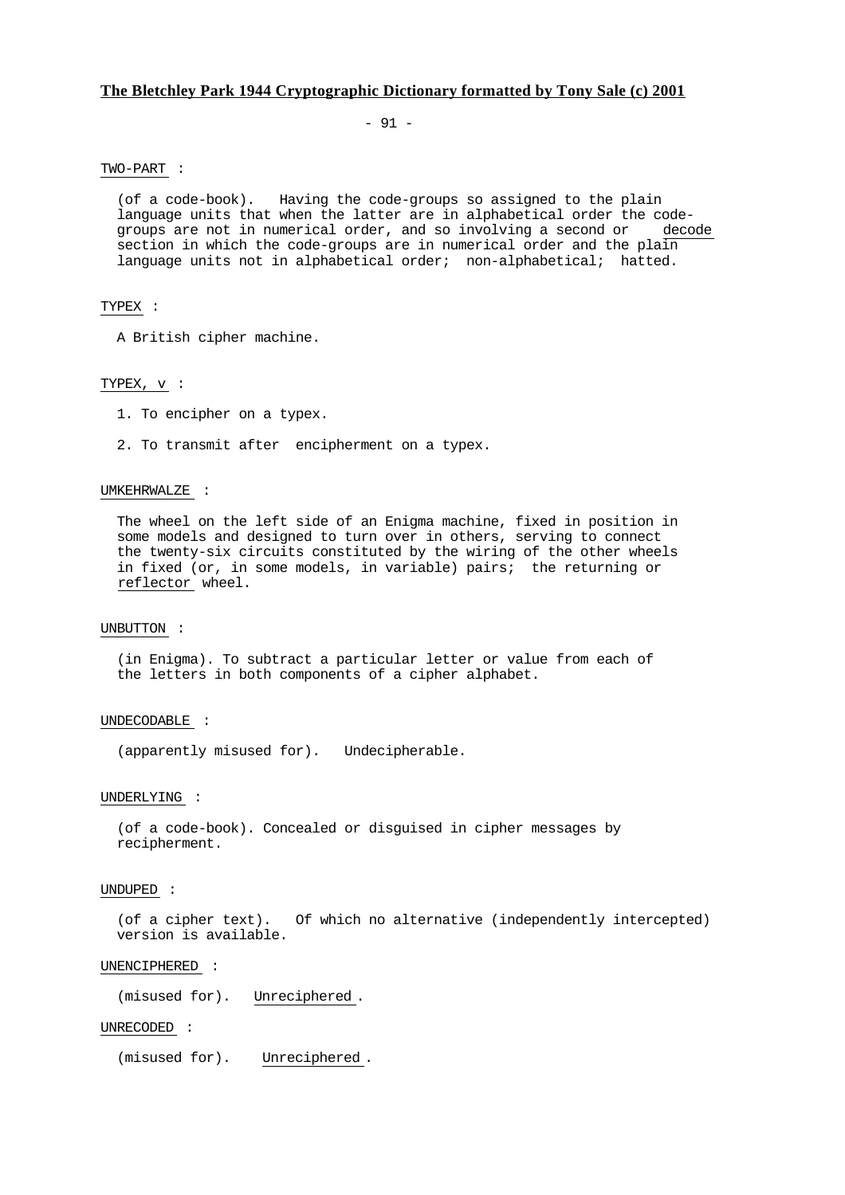TWO-PART :

(of a code-book). Having the code-groups so assigned to the plain language units that when the latter are in alphabetical order the code-groups are not in numerical order, and so involving a second or decode section in which the code-groups are in numerical order and the plain language units not in alphabetical order; non-alphabetical; hatted.

TYPEX :

A British cipher machine.

TYPEX, v :

1. To encipher on a typex.
2. To transmit after encipherment on a typex.

UMKEHRWALZE :

The wheel on the left side of an Enigma machine, fixed in position in some models and designed to turn over in others, serving to connect the twenty-six circuits constituted by the wiring of the other wheels in fixed (or, in some models, in variable) pairs; the returning or reflector wheel.

UNBUTTON :

(in Enigma). To subtract a particular letter or value from each of the letters in both components of a cipher alphabet.

UNDECODABLE :

(apparently misused for). Undecipherable.

UNDERLYING :

(of a code-book). Concealed or disguised in cipher messages by recipherment.

UNDUPED :

(of a cipher text). Of which no alternative (independently intercepted) version is available.

UNENCIPHERED :

(misused for). Unreciphered.

UNRECODED :

(misused for). Unreciphered.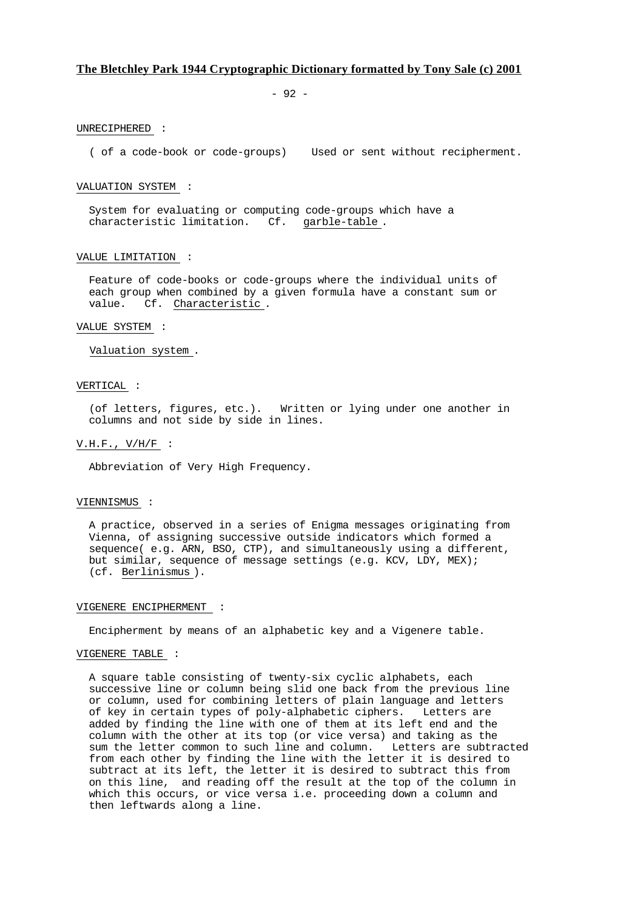UNRECIPHERED :

( of a code-book or code-groups) Used or sent without recipherment.

VALUATION SYSTEM :

System for evaluating or computing code-groups which have a characteristic limitation. Cf. garble-table .

VALUE LIMITATION :

Feature of code-books or code-groups where the individual units of each group when combined by a given formula have a constant sum or value. Cf. Characteristic .

VALUE SYSTEM :

Valuation system .

VERTICAL :

(of letters, figures, etc.). Written or lying under one another in columns and not side by side in lines.

V.H.F., V/H/F :

Abbreviation of Very High Frequency.

VIENNISMUS :

A practice, observed in a series of Enigma messages originating from Vienna, of assigning successive outside indicators which formed a sequence( e.g. ARN, BSO, CTP), and simultaneously using a different, but similar, sequence of message settings (e.g. KCV, LDY, MEX); (cf. Berlinismus ).

VIGENERE ENCIPHERMENT :

Encipherment by means of an alphabetic key and a Vigenere table.

VIGENERE TABLE :

A square table consisting of twenty-six cyclic alphabets, each successive line or column being slid one back from the previous line or column, used for combining letters of plain language and letters of key in certain types of poly-alphabetic ciphers. Letters are added by finding the line with one of them at its left end and the column with the other at its top (or vice versa) and taking as the sum the letter common to such line and column. Letters are subtracted from each other by finding the line with the letter it is desired to subtract at its left, the letter it is desired to subtract this from on this line, and reading off the result at the top of the column in which this occurs, or vice versa i.e. proceeding down a column and then leftwards along a line.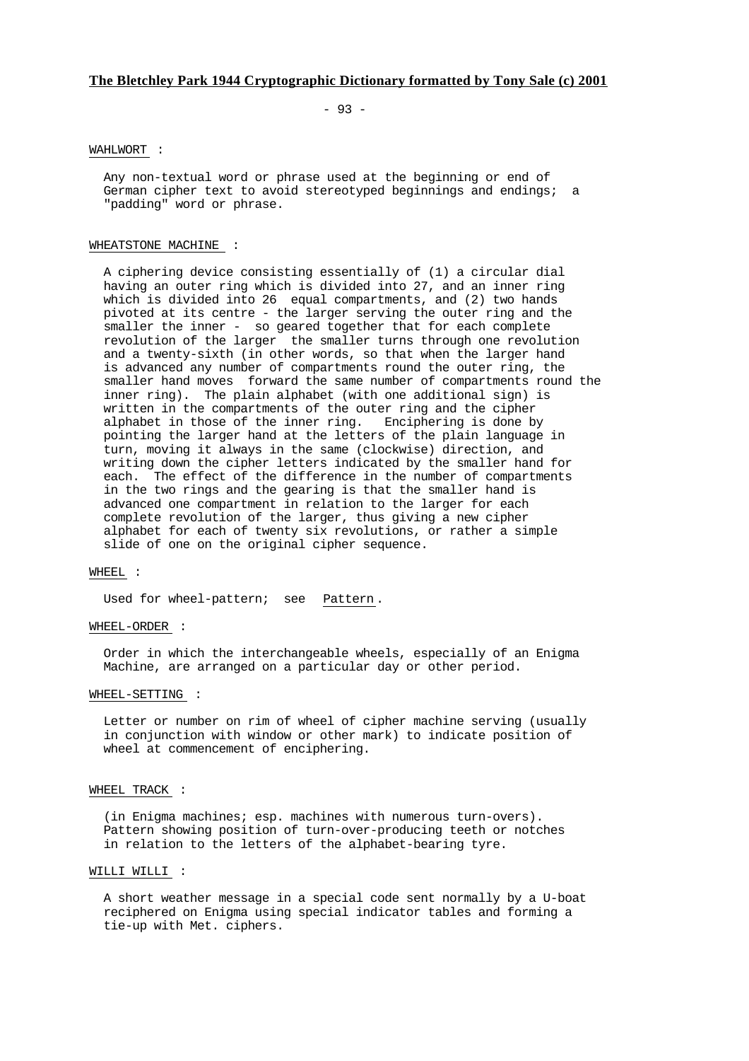WAHLWORT :

Any non-textual word or phrase used at the beginning or end of German cipher text to avoid stereotyped beginnings and endings; a "padding" word or phrase.

WHEATSTONE MACHINE :

A ciphering device consisting essentially of (1) a circular dial having an outer ring which is divided into 27, and an inner ring which is divided into 26 equal compartments, and (2) two hands pivoted at its centre - the larger serving the outer ring and the smaller the inner - so geared together that for each complete revolution of the larger the smaller turns through one revolution and a twenty-sixth (in other words, so that when the larger hand is advanced any number of compartments round the outer ring, the smaller hand moves forward the same number of compartments round the inner ring). The plain alphabet (with one additional sign) is written in the compartments of the outer ring and the cipher alphabet in those of the inner ring. Enciphering is done by pointing the larger hand at the letters of the plain language in turn, moving it always in the same (clockwise) direction, and writing down the cipher letters indicated by the smaller hand for each. The effect of the difference in the number of compartments in the two rings and the gearing is that the smaller hand is advanced one compartment in relation to the larger for each complete revolution of the larger, thus giving a new cipher alphabet for each of twenty six revolutions, or rather a simple slide of one on the original cipher sequence.

WHEEL :

Used for wheel-pattern; see Pattern.

WHEEL-ORDER :

Order in which the interchangeable wheels, especially of an Enigma Machine, are arranged on a particular day or other period.

WHEEL-SETTING :

Letter or number on rim of wheel of cipher machine serving (usually in conjunction with window or other mark) to indicate position of wheel at commencement of enciphering.

WHEEL TRACK :

(in Enigma machines; esp. machines with numerous turn-overs). Pattern showing position of turn-over-producing teeth or notches in relation to the letters of the alphabet-bearing tyre.

WILLI WILLI :

A short weather message in a special code sent normally by a U-boat reciphered on Enigma using special indicator tables and forming a tie-up with Met. ciphers.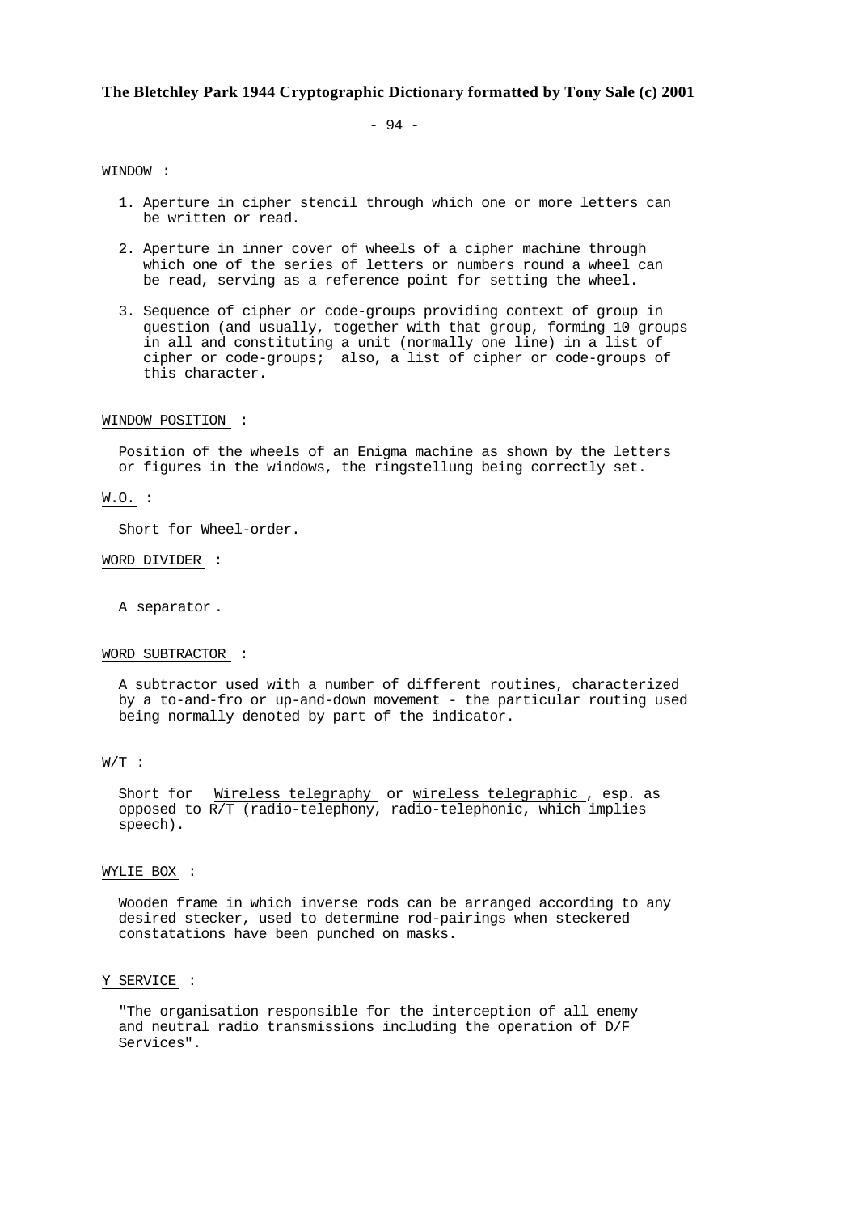WINDOW :

1. Aperture in cipher stencil through which one or more letters can be written or read.

2. Aperture in inner cover of wheels of a cipher machine through which one of the series of letters or numbers round a wheel can be read, serving as a reference point for setting the wheel.

3. Sequence of cipher or code-groups providing context of group in question (and usually, together with that group, forming 10 groups in all and constituting a unit (normally one line) in a list of cipher or code-groups; also, a list of cipher or code-groups of this character.

WINDOW POSITION :

Position of the wheels of an Enigma machine as shown by the letters or figures in the windows, the ringstellung being correctly set.

W.O. :

Short for Wheel-order.

WORD DIVIDER :

A separator.

WORD SUBTRACTOR :

A subtractor used with a number of different routines, characterized by a to-and-fro or up-and-down movement - the particular routing used being normally denoted by part of the indicator.

W/T :

Short for Wireless telegraphy or wireless telegraphic, esp. as opposed to R/T (radio-telephony, radio-telephonic, which implies speech).

WYLIE BOX :

Wooden frame in which inverse rods can be arranged according to any desired stecker, used to determine rod-pairings when steckered constatations have been punched on masks.

Y SERVICE :

"The organisation responsible for the interception of all enemy and neutral radio transmissions including the operation of D/F Services".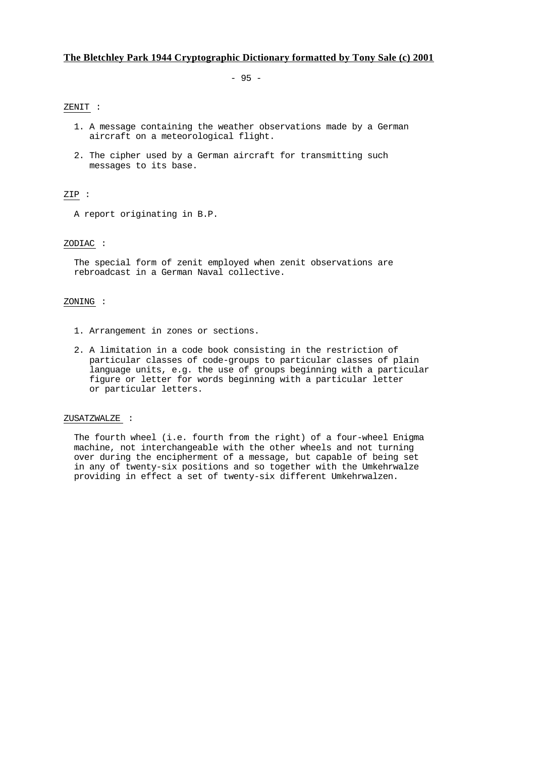ZENIT :

1. A message containing the weather observations made by a German aircraft on a meteorological flight.

2. The cipher used by a German aircraft for transmitting such messages to its base.

ZIP :

A report originating in B.P.

ZODIAC :

The special form of zenit employed when zenit observations are rebroadcast in a German Naval collective.

ZONING :

1. Arrangement in zones or sections.

2. A limitation in a code book consisting in the restriction of particular classes of code-groups to particular classes of plain language units, e.g. the use of groups beginning with a particular figure or letter for words beginning with a particular letter or particular letters.

ZUSATZWALZE :

The fourth wheel (i.e. fourth from the right) of a four-wheel Enigma machine, not interchangeable with the other wheels and not turning over during the encipherment of a message, but capable of being set in any of twenty-six positions and so together with the Umkehrwalze providing in effect a set of twenty-six different Umkehrwalzen.